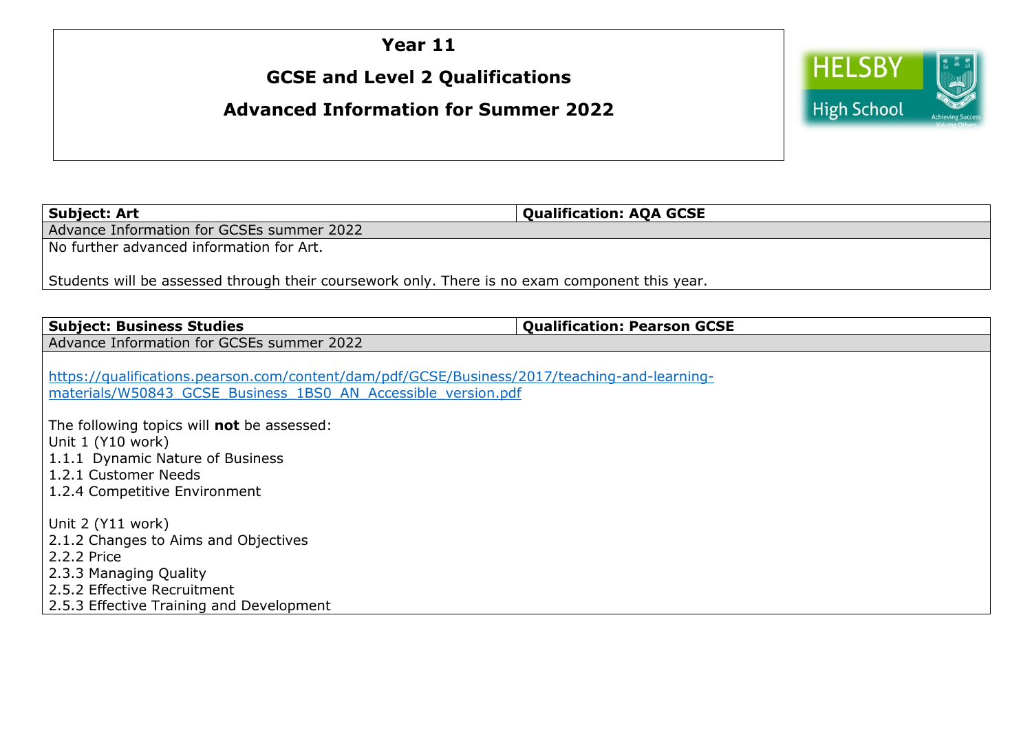# Year 11

# GCSE and Level 2 Qualifications

# Advanced Information for Summer 2022

| Subject: Art | Qualification: AQA GCSE |
|---|---|
| Advance Information for GCSEs summer 2022 | |
| No further advanced information for Art.<br><br>Students will be assessed through their coursework only. There is no exam component this year. | |

| Subject: Business Studies | Qualification: Pearson GCSE |
|---|---|
| Advance Information for GCSEs summer 2022 | |
| https://qualifications.pearson.com/content/dam/pdf/GCSE/Business/2017/teaching-and-learning-materials/W50843_GCSE_Business_1BS0_AN_Accessible_version.pdf<br><br>The following topics will **not** be assessed:<br>Unit 1 (Y10 work)<br>1.1.1 Dynamic Nature of Business<br>1.2.1 Customer Needs<br>1.2.4 Competitive Environment<br><br>Unit 2 (Y11 work)<br>2.1.2 Changes to Aims and Objectives<br>2.2.2 Price<br>2.3.3 Managing Quality<br>2.5.2 Effective Recruitment<br>2.5.3 Effective Training and Development | |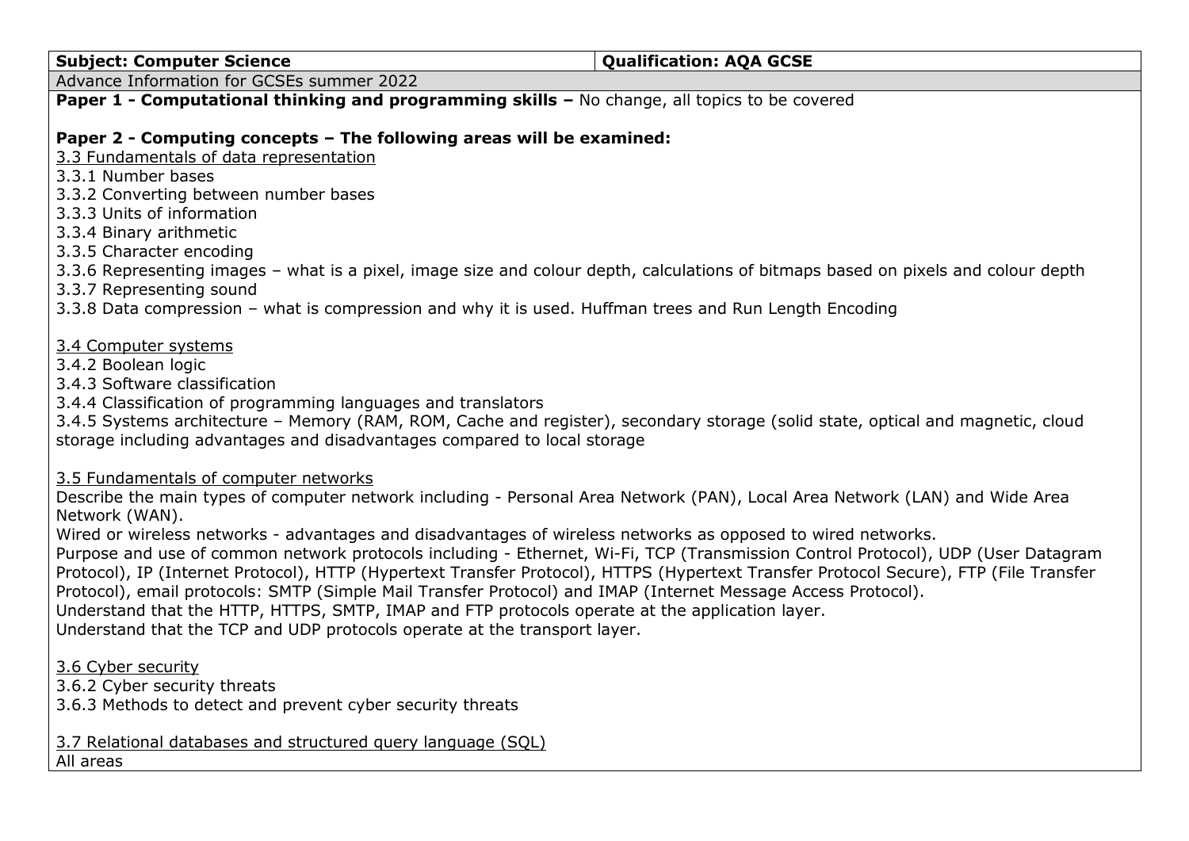| **Subject: Computer Science** | **Qualification: AQA GCSE** |
| --- | --- |

Advance Information for GCSEs summer 2022

**Paper 1 - Computational thinking and programming skills –** No change, all topics to be covered

**Paper 2 - Computing concepts – The following areas will be examined:**

3.3 Fundamentals of data representation
3.3.1 Number bases
3.3.2 Converting between number bases
3.3.3 Units of information
3.3.4 Binary arithmetic
3.3.5 Character encoding
3.3.6 Representing images – what is a pixel, image size and colour depth, calculations of bitmaps based on pixels and colour depth
3.3.7 Representing sound
3.3.8 Data compression – what is compression and why it is used. Huffman trees and Run Length Encoding

3.4 Computer systems
3.4.2 Boolean logic
3.4.3 Software classification
3.4.4 Classification of programming languages and translators
3.4.5 Systems architecture – Memory (RAM, ROM, Cache and register), secondary storage (solid state, optical and magnetic, cloud storage including advantages and disadvantages compared to local storage

3.5 Fundamentals of computer networks
Describe the main types of computer network including - Personal Area Network (PAN), Local Area Network (LAN) and Wide Area Network (WAN).
Wired or wireless networks - advantages and disadvantages of wireless networks as opposed to wired networks.
Purpose and use of common network protocols including - Ethernet, Wi-Fi, TCP (Transmission Control Protocol), UDP (User Datagram Protocol), IP (Internet Protocol), HTTP (Hypertext Transfer Protocol), HTTPS (Hypertext Transfer Protocol Secure), FTP (File Transfer Protocol), email protocols: SMTP (Simple Mail Transfer Protocol) and IMAP (Internet Message Access Protocol).
Understand that the HTTP, HTTPS, SMTP, IMAP and FTP protocols operate at the application layer.
Understand that the TCP and UDP protocols operate at the transport layer.

3.6 Cyber security
3.6.2 Cyber security threats
3.6.3 Methods to detect and prevent cyber security threats

3.7 Relational databases and structured query language (SQL)
All areas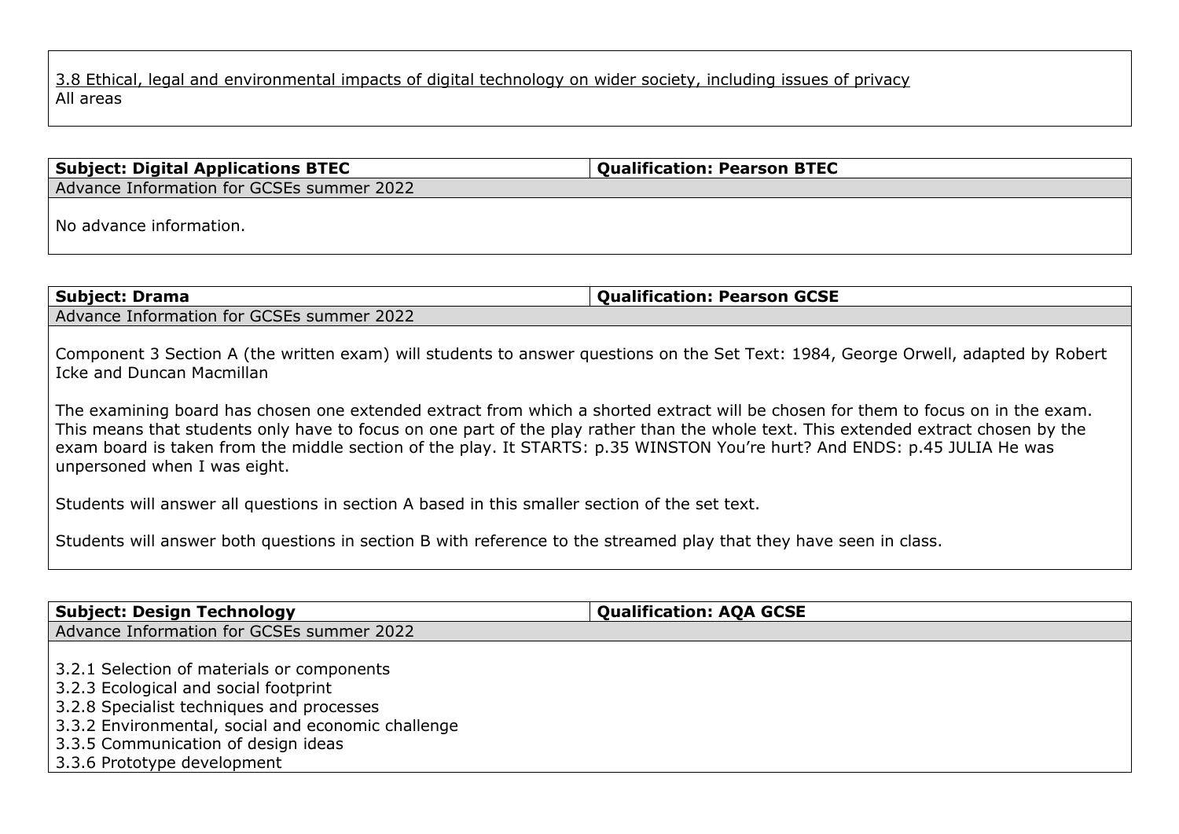3.8 Ethical, legal and environmental impacts of digital technology on wider society, including issues of privacy
All areas

| **Subject: Digital Applications BTEC** | **Qualification: Pearson BTEC** |
|---|---|
| Advance Information for GCSEs summer 2022 | |
| No advance information. | |

| **Subject: Drama** | **Qualification: Pearson GCSE** |
|---|---|
| Advance Information for GCSEs summer 2022 | |

Component 3 Section A (the written exam) will students to answer questions on the Set Text: 1984, George Orwell, adapted by Robert Icke and Duncan Macmillan

The examining board has chosen one extended extract from which a shorted extract will be chosen for them to focus on in the exam. This means that students only have to focus on one part of the play rather than the whole text. This extended extract chosen by the exam board is taken from the middle section of the play. It STARTS: p.35 WINSTON You're hurt? And ENDS: p.45 JULIA He was unpersoned when I was eight.

Students will answer all questions in section A based in this smaller section of the set text.

Students will answer both questions in section B with reference to the streamed play that they have seen in class.

| **Subject: Design Technology** | **Qualification: AQA GCSE** |
|---|---|
| Advance Information for GCSEs summer 2022 | |

3.2.1 Selection of materials or components
3.2.3 Ecological and social footprint
3.2.8 Specialist techniques and processes
3.3.2 Environmental, social and economic challenge
3.3.5 Communication of design ideas
3.3.6 Prototype development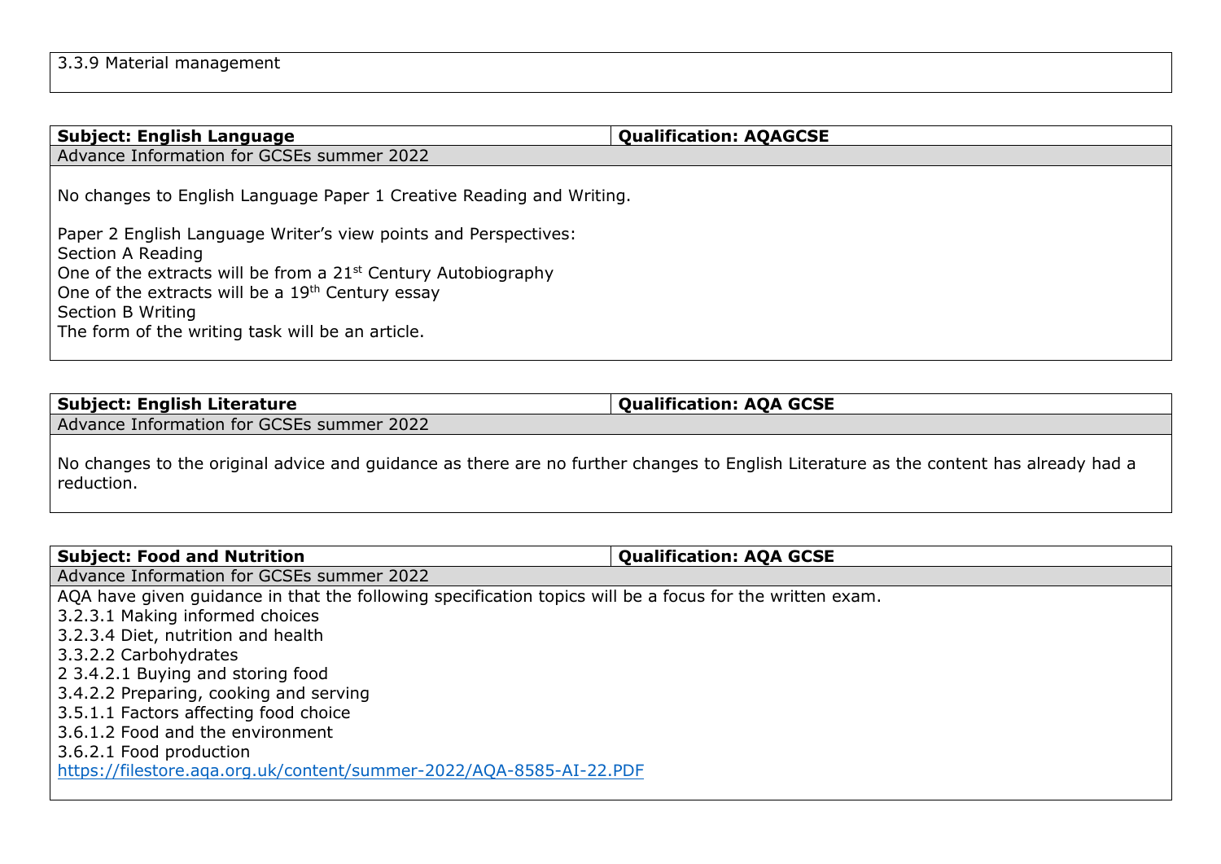3.3.9 Material management

| **Subject: English Language** | **Qualification: AQAGCSE** |
| --- | --- |
| Advance Information for GCSEs summer 2022 | |
| No changes to English Language Paper 1 Creative Reading and Writing.<br><br>Paper 2 English Language Writer's view points and Perspectives:<br>Section A Reading<br>One of the extracts will be from a 21st Century Autobiography<br>One of the extracts will be a 19th Century essay<br>Section B Writing<br>The form of the writing task will be an article. | |

| **Subject: English Literature** | **Qualification: AQA GCSE** |
| --- | --- |
| Advance Information for GCSEs summer 2022 | |
| No changes to the original advice and guidance as there are no further changes to English Literature as the content has already had a reduction. | |

| **Subject: Food and Nutrition** | **Qualification: AQA GCSE** |
| --- | --- |
| Advance Information for GCSEs summer 2022 | |
| AQA have given guidance in that the following specification topics will be a focus for the written exam.<br>3.2.3.1 Making informed choices<br>3.2.3.4 Diet, nutrition and health<br>3.3.2.2 Carbohydrates<br>2 3.4.2.1 Buying and storing food<br>3.4.2.2 Preparing, cooking and serving<br>3.5.1.1 Factors affecting food choice<br>3.6.1.2 Food and the environment<br>3.6.2.1 Food production<br>https://filestore.aqa.org.uk/content/summer-2022/AQA-8585-AI-22.PDF | |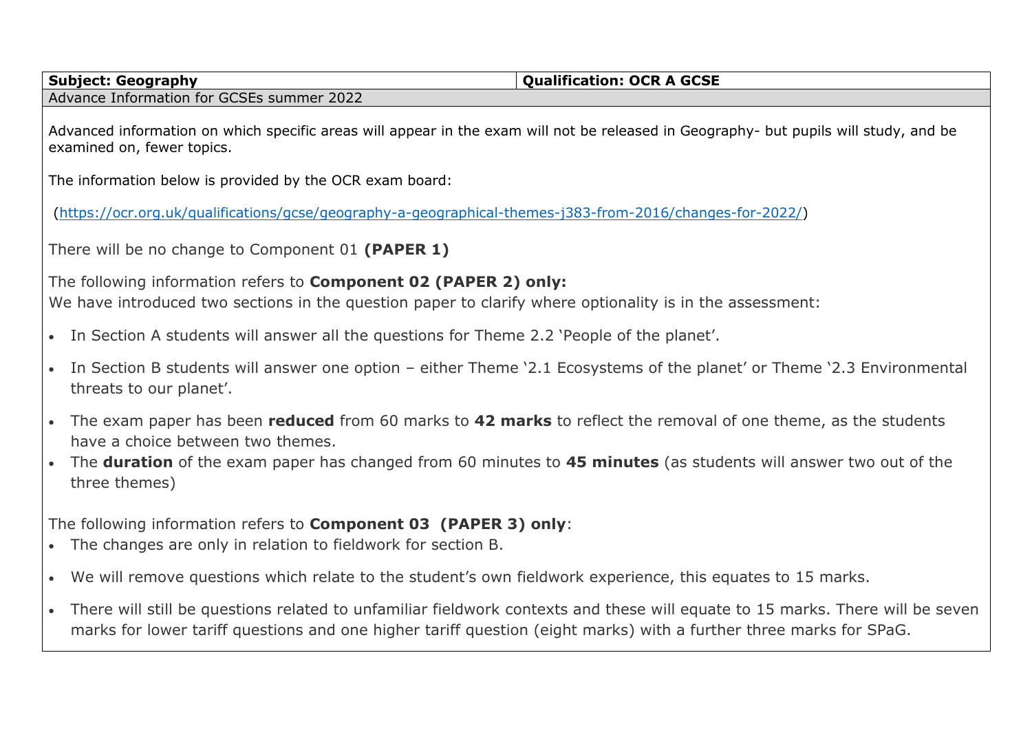| **Subject: Geography** | **Qualification: OCR A GCSE** |
| --- | --- |
| Advance Information for GCSEs summer 2022 | |

Advanced information on which specific areas will appear in the exam will not be released in Geography- but pupils will study, and be examined on, fewer topics.

The information below is provided by the OCR exam board:

(https://ocr.org.uk/qualifications/gcse/geography-a-geographical-themes-j383-from-2016/changes-for-2022/)

There will be no change to Component 01 **(PAPER 1)**

The following information refers to **Component 02 (PAPER 2) only:**
We have introduced two sections in the question paper to clarify where optionality is in the assessment:

- In Section A students will answer all the questions for Theme 2.2 'People of the planet'.
- In Section B students will answer one option – either Theme '2.1 Ecosystems of the planet' or Theme '2.3 Environmental threats to our planet'.
- The exam paper has been **reduced** from 60 marks to **42 marks** to reflect the removal of one theme, as the students have a choice between two themes.
- The **duration** of the exam paper has changed from 60 minutes to **45 minutes** (as students will answer two out of the three themes)

The following information refers to **Component 03 (PAPER 3) only**:

- The changes are only in relation to fieldwork for section B.
- We will remove questions which relate to the student's own fieldwork experience, this equates to 15 marks.
- There will still be questions related to unfamiliar fieldwork contexts and these will equate to 15 marks. There will be seven marks for lower tariff questions and one higher tariff question (eight marks) with a further three marks for SPaG.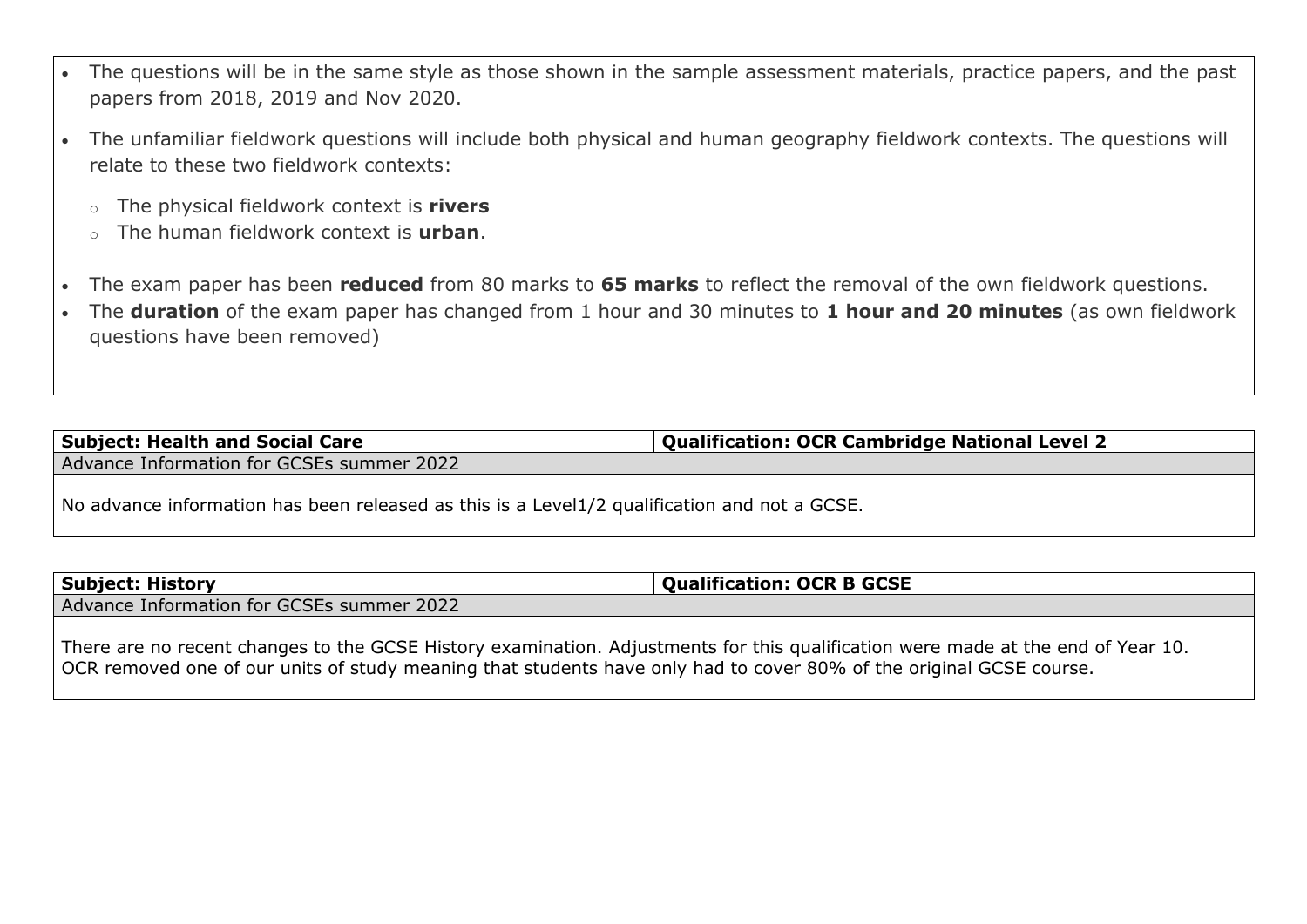- The questions will be in the same style as those shown in the sample assessment materials, practice papers, and the past papers from 2018, 2019 and Nov 2020.
- The unfamiliar fieldwork questions will include both physical and human geography fieldwork contexts. The questions will relate to these two fieldwork contexts:
    - The physical fieldwork context is **rivers**
    - The human fieldwork context is **urban**.
- The exam paper has been **reduced** from 80 marks to **65 marks** to reflect the removal of the own fieldwork questions.
- The **duration** of the exam paper has changed from 1 hour and 30 minutes to **1 hour and 20 minutes** (as own fieldwork questions have been removed)

| **Subject: Health and Social Care** | **Qualification: OCR Cambridge National Level 2** |
|---|---|
| Advance Information for GCSEs summer 2022 | |
| No advance information has been released as this is a Level1/2 qualification and not a GCSE. | |

| **Subject: History** | **Qualification: OCR B GCSE** |
|---|---|
| Advance Information for GCSEs summer 2022 | |
| There are no recent changes to the GCSE History examination. Adjustments for this qualification were made at the end of Year 10. OCR removed one of our units of study meaning that students have only had to cover 80% of the original GCSE course. | |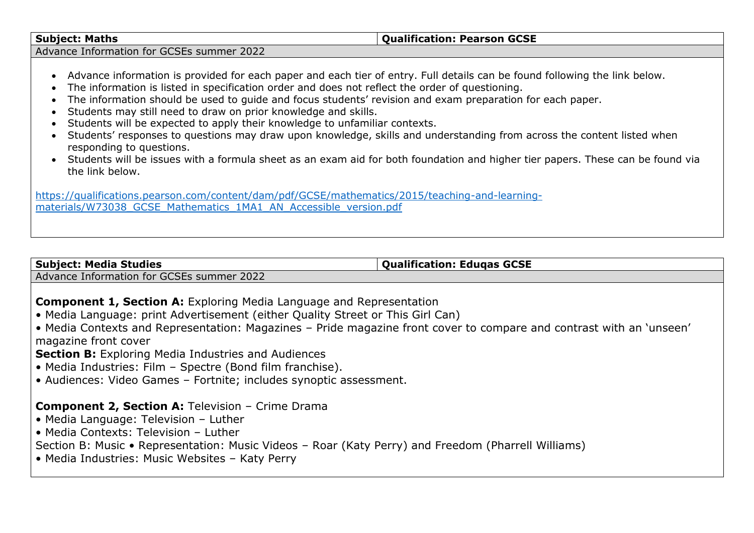| **Subject: Maths** | **Qualification: Pearson GCSE** |
| --- | --- |

Advance Information for GCSEs summer 2022

- Advance information is provided for each paper and each tier of entry. Full details can be found following the link below.
- The information is listed in specification order and does not reflect the order of questioning.
- The information should be used to guide and focus students' revision and exam preparation for each paper.
- Students may still need to draw on prior knowledge and skills.
- Students will be expected to apply their knowledge to unfamiliar contexts.
- Students' responses to questions may draw upon knowledge, skills and understanding from across the content listed when responding to questions.
- Students will be issues with a formula sheet as an exam aid for both foundation and higher tier papers. These can be found via the link below.

https://qualifications.pearson.com/content/dam/pdf/GCSE/mathematics/2015/teaching-and-learning-materials/W73038_GCSE_Mathematics_1MA1_AN_Accessible_version.pdf

| **Subject: Media Studies** | **Qualification: Eduqas GCSE** |
| --- | --- |

Advance Information for GCSEs summer 2022

**Component 1, Section A:** Exploring Media Language and Representation
• Media Language: print Advertisement (either Quality Street or This Girl Can)
• Media Contexts and Representation: Magazines – Pride magazine front cover to compare and contrast with an 'unseen' magazine front cover
**Section B:** Exploring Media Industries and Audiences
• Media Industries: Film – Spectre (Bond film franchise).
• Audiences: Video Games – Fortnite; includes synoptic assessment.

**Component 2, Section A:** Television – Crime Drama
• Media Language: Television – Luther
• Media Contexts: Television – Luther
Section B: Music • Representation: Music Videos – Roar (Katy Perry) and Freedom (Pharrell Williams)
• Media Industries: Music Websites – Katy Perry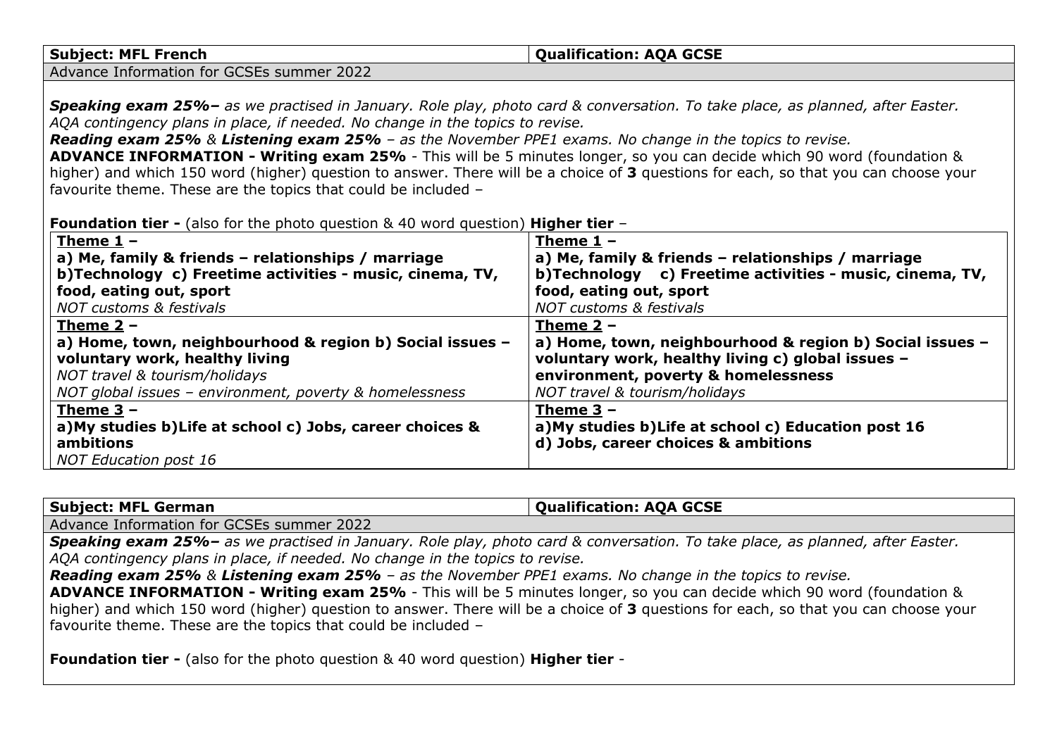| **Subject: MFL French** | **Qualification: AQA GCSE** |
|---|---|

Advance Information for GCSEs summer 2022

***Speaking exam 25%–*** *as we practised in January. Role play, photo card & conversation. To take place, as planned, after Easter. AQA contingency plans in place, if needed. No change in the topics to revise.*
***Reading exam 25%*** *&* ***Listening exam 25%*** *– as the November PPE1 exams. No change in the topics to revise.*
**ADVANCE INFORMATION - Writing exam 25%** - This will be 5 minutes longer, so you can decide which 90 word (foundation & higher) and which 150 word (higher) question to answer. There will be a choice of **3** questions for each, so that you can choose your favourite theme. These are the topics that could be included –

| **Foundation tier -** (also for the photo question & 40 word question) | **Higher tier** – |
|---|---|
| **Theme 1 –**<br>**a) Me, family & friends – relationships / marriage**<br>**b)Technology c) Freetime activities - music, cinema, TV, food, eating out, sport**<br>*NOT customs & festivals* | **Theme 1 –**<br>**a) Me, family & friends – relationships / marriage**<br>**b)Technology c) Freetime activities - music, cinema, TV, food, eating out, sport**<br>*NOT customs & festivals* |
| **Theme 2 –**<br>**a) Home, town, neighbourhood & region b) Social issues – voluntary work, healthy living**<br>*NOT travel & tourism/holidays*<br>*NOT global issues – environment, poverty & homelessness* | **Theme 2 –**<br>**a) Home, town, neighbourhood & region b) Social issues – voluntary work, healthy living c) global issues – environment, poverty & homelessness**<br>*NOT travel & tourism/holidays* |
| **Theme 3 –**<br>**a)My studies b)Life at school c) Jobs, career choices & ambitions**<br>*NOT Education post 16* | **Theme 3 –**<br>**a)My studies b)Life at school c) Education post 16**<br>**d) Jobs, career choices & ambitions** |

| **Subject: MFL German** | **Qualification: AQA GCSE** |
|---|---|

Advance Information for GCSEs summer 2022

***Speaking exam 25%–*** *as we practised in January. Role play, photo card & conversation. To take place, as planned, after Easter. AQA contingency plans in place, if needed. No change in the topics to revise.*
***Reading exam 25%*** *&* ***Listening exam 25%*** *– as the November PPE1 exams. No change in the topics to revise.*
**ADVANCE INFORMATION - Writing exam 25%** - This will be 5 minutes longer, so you can decide which 90 word (foundation & higher) and which 150 word (higher) question to answer. There will be a choice of **3** questions for each, so that you can choose your favourite theme. These are the topics that could be included –

**Foundation tier -** (also for the photo question & 40 word question) **Higher tier** -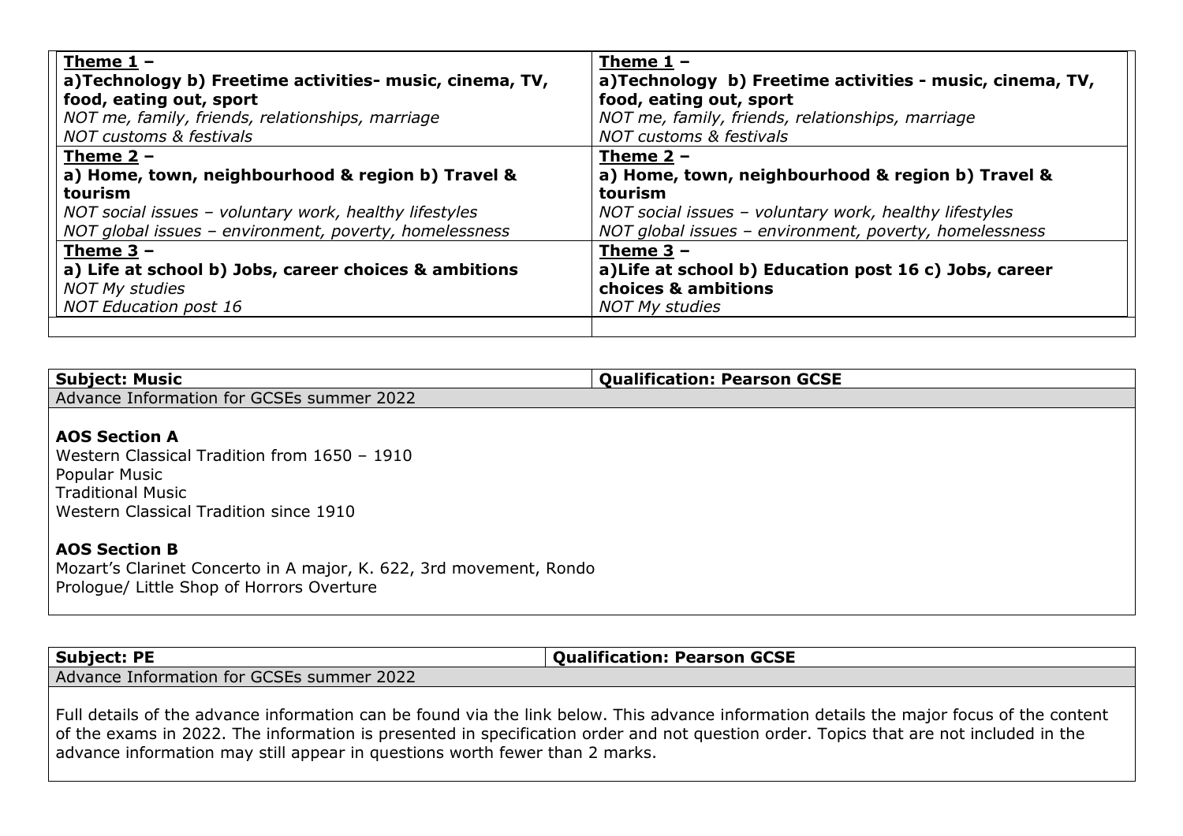| **Theme 1 –**<br>**a)Technology b) Freetime activities- music, cinema, TV, food, eating out, sport**<br>*NOT me, family, friends, relationships, marriage*<br>*NOT customs & festivals* | **Theme 1 –**<br>**a)Technology b) Freetime activities - music, cinema, TV, food, eating out, sport**<br>*NOT me, family, friends, relationships, marriage*<br>*NOT customs & festivals* |
|---|---|
| **Theme 2 –**<br>**a) Home, town, neighbourhood & region b) Travel & tourism**<br>*NOT social issues – voluntary work, healthy lifestyles*<br>*NOT global issues – environment, poverty, homelessness* | **Theme 2 –**<br>**a) Home, town, neighbourhood & region b) Travel & tourism**<br>*NOT social issues – voluntary work, healthy lifestyles*<br>*NOT global issues – environment, poverty, homelessness* |
| **Theme 3 –**<br>**a) Life at school b) Jobs, career choices & ambitions**<br>*NOT My studies*<br>*NOT Education post 16* | **Theme 3 –**<br>**a)Life at school b) Education post 16 c) Jobs, career choices & ambitions**<br>*NOT My studies* |
| | |

| **Subject: Music** | **Qualification: Pearson GCSE** |
|---|---|
| Advance Information for GCSEs summer 2022 | |

**AOS Section A**

Western Classical Tradition from 1650 – 1910
Popular Music
Traditional Music
Western Classical Tradition since 1910

**AOS Section B**

Mozart's Clarinet Concerto in A major, K. 622, 3rd movement, Rondo
Prologue/ Little Shop of Horrors Overture

| **Subject: PE** | **Qualification: Pearson GCSE** |
|---|---|
| Advance Information for GCSEs summer 2022 | |

Full details of the advance information can be found via the link below. This advance information details the major focus of the content of the exams in 2022. The information is presented in specification order and not question order. Topics that are not included in the advance information may still appear in questions worth fewer than 2 marks.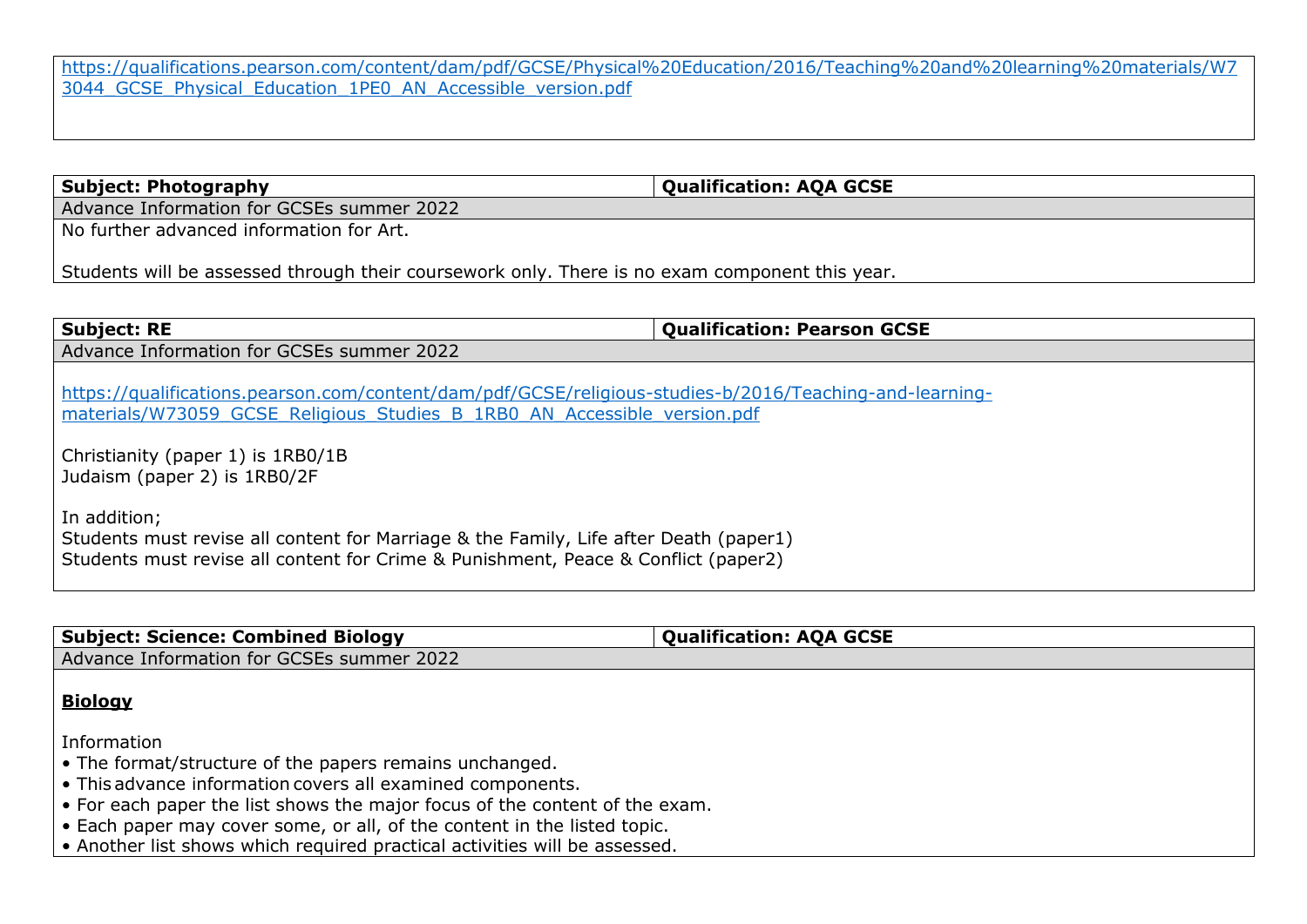https://qualifications.pearson.com/content/dam/pdf/GCSE/Physical%20Education/2016/Teaching%20and%20learning%20materials/W73044_GCSE_Physical_Education_1PE0_AN_Accessible_version.pdf

| **Subject: Photography** | **Qualification: AQA GCSE** |
|---|---|
| Advance Information for GCSEs summer 2022 | |
| No further advanced information for Art.<br><br>Students will be assessed through their coursework only. There is no exam component this year. | |

| **Subject: RE** | **Qualification: Pearson GCSE** |
|---|---|
| Advance Information for GCSEs summer 2022 | |
| https://qualifications.pearson.com/content/dam/pdf/GCSE/religious-studies-b/2016/Teaching-and-learning-materials/W73059_GCSE_Religious_Studies_B_1RB0_AN_Accessible_version.pdf<br><br>Christianity (paper 1) is 1RB0/1B<br>Judaism (paper 2) is 1RB0/2F<br><br>In addition;<br>Students must revise all content for Marriage & the Family, Life after Death (paper1)<br>Students must revise all content for Crime & Punishment, Peace & Conflict (paper2) | |

| **Subject: Science: Combined Biology** | **Qualification: AQA GCSE** |
|---|---|
| Advance Information for GCSEs summer 2022 | |
| **<u>Biology</u>**<br><br>Information<br>• The format/structure of the papers remains unchanged.<br>• This advance information covers all examined components.<br>• For each paper the list shows the major focus of the content of the exam.<br>• Each paper may cover some, or all, of the content in the listed topic.<br>• Another list shows which required practical activities will be assessed. | |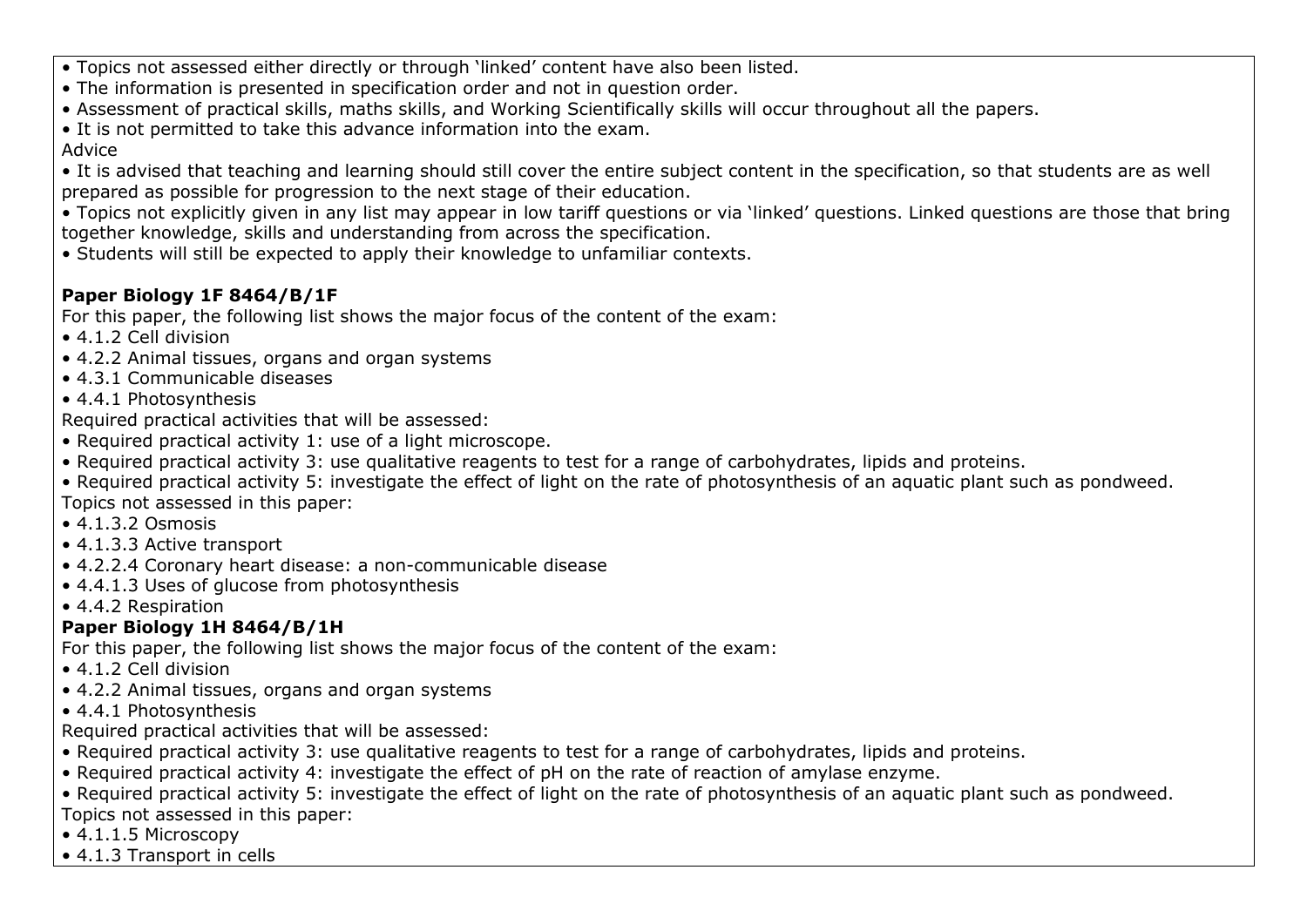- Topics not assessed either directly or through 'linked' content have also been listed.
- The information is presented in specification order and not in question order.
- Assessment of practical skills, maths skills, and Working Scientifically skills will occur throughout all the papers.
- It is not permitted to take this advance information into the exam.

Advice

- It is advised that teaching and learning should still cover the entire subject content in the specification, so that students are as well prepared as possible for progression to the next stage of their education.
- Topics not explicitly given in any list may appear in low tariff questions or via 'linked' questions. Linked questions are those that bring together knowledge, skills and understanding from across the specification.
- Students will still be expected to apply their knowledge to unfamiliar contexts.

**Paper Biology 1F 8464/B/1F**

For this paper, the following list shows the major focus of the content of the exam:

- 4.1.2 Cell division
- 4.2.2 Animal tissues, organs and organ systems
- 4.3.1 Communicable diseases
- 4.4.1 Photosynthesis

Required practical activities that will be assessed:

- Required practical activity 1: use of a light microscope.
- Required practical activity 3: use qualitative reagents to test for a range of carbohydrates, lipids and proteins.
- Required practical activity 5: investigate the effect of light on the rate of photosynthesis of an aquatic plant such as pondweed.

Topics not assessed in this paper:

- 4.1.3.2 Osmosis
- 4.1.3.3 Active transport
- 4.2.2.4 Coronary heart disease: a non-communicable disease
- 4.4.1.3 Uses of glucose from photosynthesis
- 4.4.2 Respiration

**Paper Biology 1H 8464/B/1H**

For this paper, the following list shows the major focus of the content of the exam:

- 4.1.2 Cell division
- 4.2.2 Animal tissues, organs and organ systems
- 4.4.1 Photosynthesis

Required practical activities that will be assessed:

- Required practical activity 3: use qualitative reagents to test for a range of carbohydrates, lipids and proteins.
- Required practical activity 4: investigate the effect of pH on the rate of reaction of amylase enzyme.
- Required practical activity 5: investigate the effect of light on the rate of photosynthesis of an aquatic plant such as pondweed.

Topics not assessed in this paper:

- 4.1.1.5 Microscopy
- 4.1.3 Transport in cells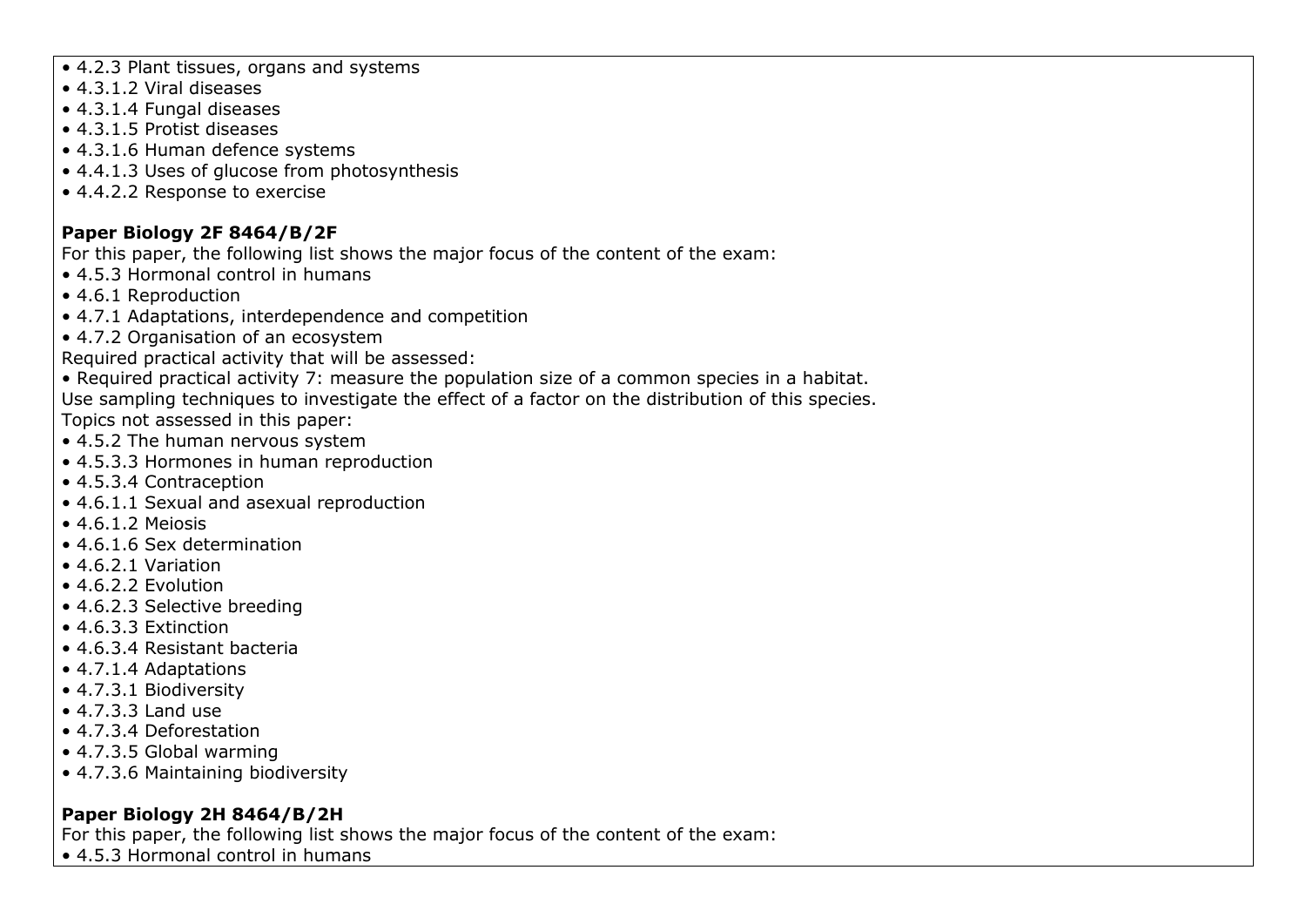- 4.2.3 Plant tissues, organs and systems
- 4.3.1.2 Viral diseases
- 4.3.1.4 Fungal diseases
- 4.3.1.5 Protist diseases
- 4.3.1.6 Human defence systems
- 4.4.1.3 Uses of glucose from photosynthesis
- 4.4.2.2 Response to exercise

**Paper Biology 2F 8464/B/2F**

For this paper, the following list shows the major focus of the content of the exam:

- 4.5.3 Hormonal control in humans
- 4.6.1 Reproduction
- 4.7.1 Adaptations, interdependence and competition
- 4.7.2 Organisation of an ecosystem

Required practical activity that will be assessed:

- Required practical activity 7: measure the population size of a common species in a habitat.

Use sampling techniques to investigate the effect of a factor on the distribution of this species.

Topics not assessed in this paper:

- 4.5.2 The human nervous system
- 4.5.3.3 Hormones in human reproduction
- 4.5.3.4 Contraception
- 4.6.1.1 Sexual and asexual reproduction
- 4.6.1.2 Meiosis
- 4.6.1.6 Sex determination
- 4.6.2.1 Variation
- 4.6.2.2 Evolution
- 4.6.2.3 Selective breeding
- 4.6.3.3 Extinction
- 4.6.3.4 Resistant bacteria
- 4.7.1.4 Adaptations
- 4.7.3.1 Biodiversity
- 4.7.3.3 Land use
- 4.7.3.4 Deforestation
- 4.7.3.5 Global warming
- 4.7.3.6 Maintaining biodiversity

**Paper Biology 2H 8464/B/2H**

For this paper, the following list shows the major focus of the content of the exam:

- 4.5.3 Hormonal control in humans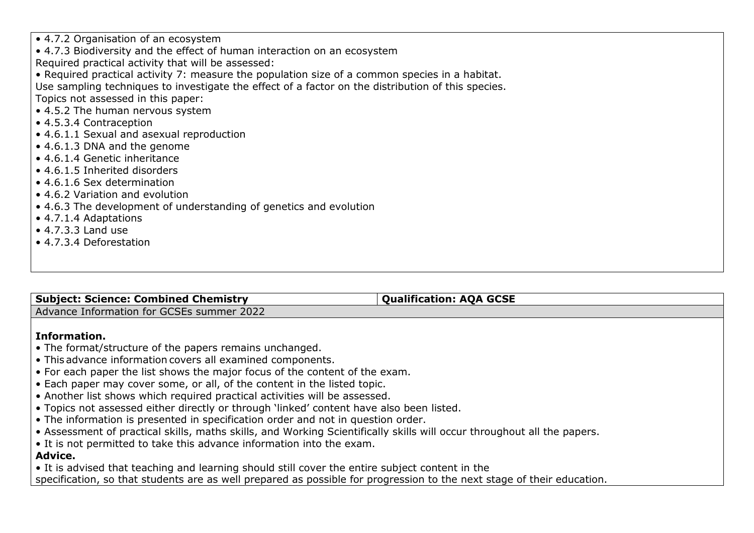- 4.7.2 Organisation of an ecosystem
- 4.7.3 Biodiversity and the effect of human interaction on an ecosystem

Required practical activity that will be assessed:

- Required practical activity 7: measure the population size of a common species in a habitat.

Use sampling techniques to investigate the effect of a factor on the distribution of this species.

Topics not assessed in this paper:

- 4.5.2 The human nervous system
- 4.5.3.4 Contraception
- 4.6.1.1 Sexual and asexual reproduction
- 4.6.1.3 DNA and the genome
- 4.6.1.4 Genetic inheritance
- 4.6.1.5 Inherited disorders
- 4.6.1.6 Sex determination
- 4.6.2 Variation and evolution
- 4.6.3 The development of understanding of genetics and evolution
- 4.7.1.4 Adaptations
- 4.7.3.3 Land use
- 4.7.3.4 Deforestation

| **Subject: Science: Combined Chemistry** | **Qualification: AQA GCSE** |
| --- | --- |
| Advance Information for GCSEs summer 2022 | |

**Information.**

- The format/structure of the papers remains unchanged.
- This advance information covers all examined components.
- For each paper the list shows the major focus of the content of the exam.
- Each paper may cover some, or all, of the content in the listed topic.
- Another list shows which required practical activities will be assessed.
- Topics not assessed either directly or through 'linked' content have also been listed.
- The information is presented in specification order and not in question order.
- Assessment of practical skills, maths skills, and Working Scientifically skills will occur throughout all the papers.
- It is not permitted to take this advance information into the exam.

**Advice.**

- It is advised that teaching and learning should still cover the entire subject content in the specification, so that students are as well prepared as possible for progression to the next stage of their education.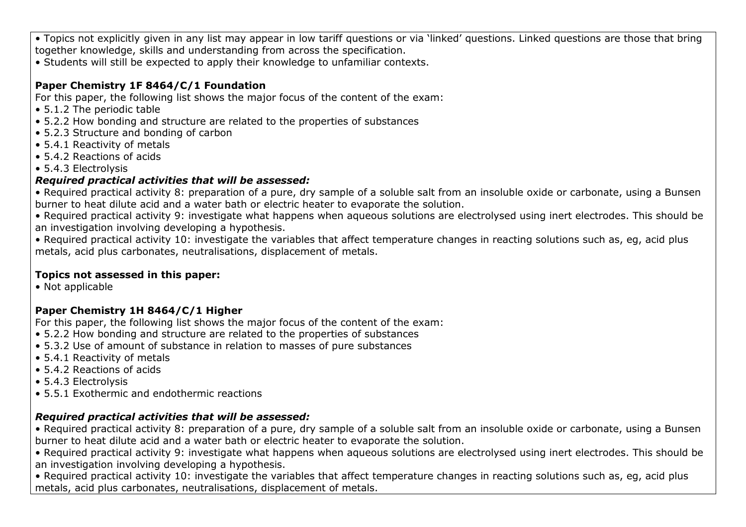- Topics not explicitly given in any list may appear in low tariff questions or via 'linked' questions. Linked questions are those that bring together knowledge, skills and understanding from across the specification.
- Students will still be expected to apply their knowledge to unfamiliar contexts.

**Paper Chemistry 1F 8464/C/1 Foundation**

For this paper, the following list shows the major focus of the content of the exam:

- 5.1.2 The periodic table
- 5.2.2 How bonding and structure are related to the properties of substances
- 5.2.3 Structure and bonding of carbon
- 5.4.1 Reactivity of metals
- 5.4.2 Reactions of acids
- 5.4.3 Electrolysis

***Required practical activities that will be assessed:***

- Required practical activity 8: preparation of a pure, dry sample of a soluble salt from an insoluble oxide or carbonate, using a Bunsen burner to heat dilute acid and a water bath or electric heater to evaporate the solution.
- Required practical activity 9: investigate what happens when aqueous solutions are electrolysed using inert electrodes. This should be an investigation involving developing a hypothesis.
- Required practical activity 10: investigate the variables that affect temperature changes in reacting solutions such as, eg, acid plus metals, acid plus carbonates, neutralisations, displacement of metals.

**Topics not assessed in this paper:**

- Not applicable

**Paper Chemistry 1H 8464/C/1 Higher**

For this paper, the following list shows the major focus of the content of the exam:

- 5.2.2 How bonding and structure are related to the properties of substances
- 5.3.2 Use of amount of substance in relation to masses of pure substances
- 5.4.1 Reactivity of metals
- 5.4.2 Reactions of acids
- 5.4.3 Electrolysis
- 5.5.1 Exothermic and endothermic reactions

***Required practical activities that will be assessed:***

- Required practical activity 8: preparation of a pure, dry sample of a soluble salt from an insoluble oxide or carbonate, using a Bunsen burner to heat dilute acid and a water bath or electric heater to evaporate the solution.
- Required practical activity 9: investigate what happens when aqueous solutions are electrolysed using inert electrodes. This should be an investigation involving developing a hypothesis.
- Required practical activity 10: investigate the variables that affect temperature changes in reacting solutions such as, eg, acid plus metals, acid plus carbonates, neutralisations, displacement of metals.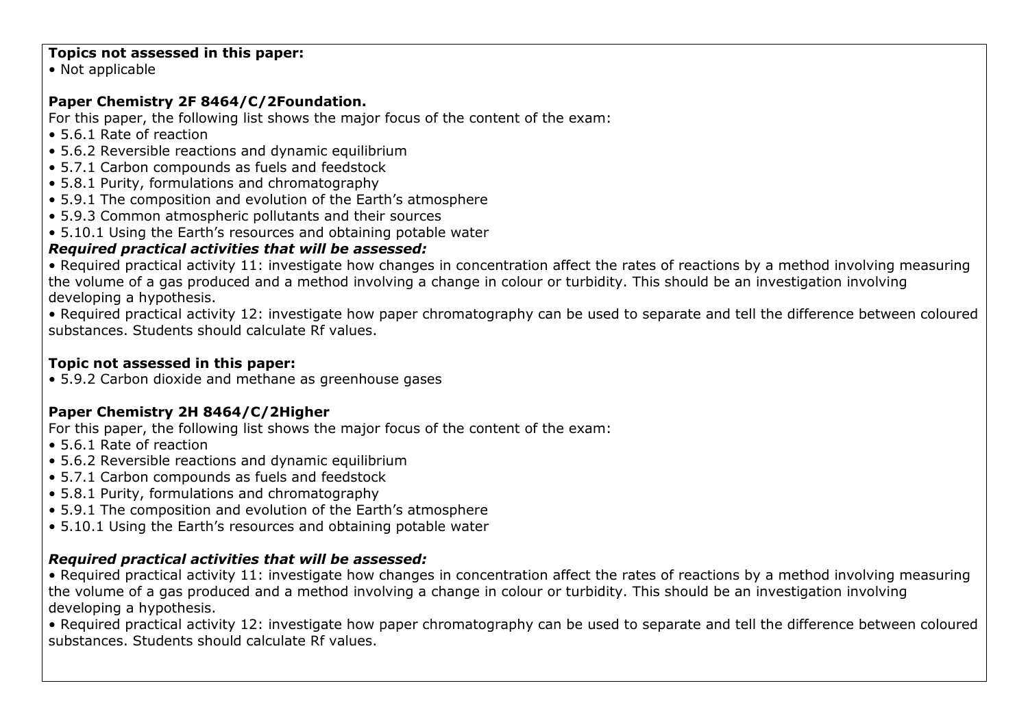**Topics not assessed in this paper:**

- Not applicable

**Paper Chemistry 2F 8464/C/2Foundation.**

For this paper, the following list shows the major focus of the content of the exam:

- 5.6.1 Rate of reaction
- 5.6.2 Reversible reactions and dynamic equilibrium
- 5.7.1 Carbon compounds as fuels and feedstock
- 5.8.1 Purity, formulations and chromatography
- 5.9.1 The composition and evolution of the Earth's atmosphere
- 5.9.3 Common atmospheric pollutants and their sources
- 5.10.1 Using the Earth's resources and obtaining potable water

***Required practical activities that will be assessed:***

- Required practical activity 11: investigate how changes in concentration affect the rates of reactions by a method involving measuring the volume of a gas produced and a method involving a change in colour or turbidity. This should be an investigation involving developing a hypothesis.
- Required practical activity 12: investigate how paper chromatography can be used to separate and tell the difference between coloured substances. Students should calculate Rf values.

**Topic not assessed in this paper:**

- 5.9.2 Carbon dioxide and methane as greenhouse gases

**Paper Chemistry 2H 8464/C/2Higher**

For this paper, the following list shows the major focus of the content of the exam:

- 5.6.1 Rate of reaction
- 5.6.2 Reversible reactions and dynamic equilibrium
- 5.7.1 Carbon compounds as fuels and feedstock
- 5.8.1 Purity, formulations and chromatography
- 5.9.1 The composition and evolution of the Earth's atmosphere
- 5.10.1 Using the Earth's resources and obtaining potable water

***Required practical activities that will be assessed:***

- Required practical activity 11: investigate how changes in concentration affect the rates of reactions by a method involving measuring the volume of a gas produced and a method involving a change in colour or turbidity. This should be an investigation involving developing a hypothesis.
- Required practical activity 12: investigate how paper chromatography can be used to separate and tell the difference between coloured substances. Students should calculate Rf values.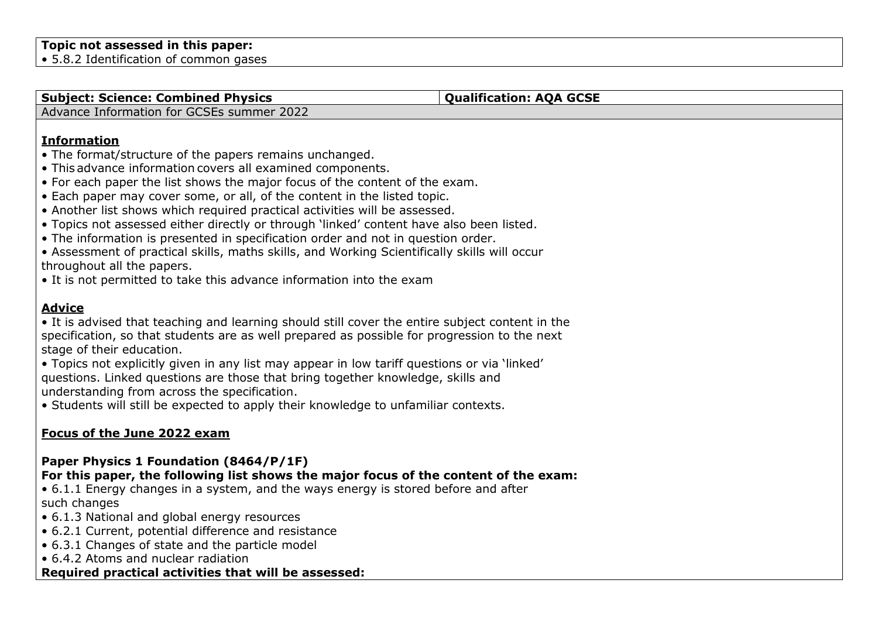**Topic not assessed in this paper:**

- 5.8.2 Identification of common gases

| **Subject: Science: Combined Physics** | **Qualification: AQA GCSE** |
| --- | --- |

Advance Information for GCSEs summer 2022

## Information

- The format/structure of the papers remains unchanged.
- This advance information covers all examined components.
- For each paper the list shows the major focus of the content of the exam.
- Each paper may cover some, or all, of the content in the listed topic.
- Another list shows which required practical activities will be assessed.
- Topics not assessed either directly or through 'linked' content have also been listed.
- The information is presented in specification order and not in question order.
- Assessment of practical skills, maths skills, and Working Scientifically skills will occur throughout all the papers.
- It is not permitted to take this advance information into the exam

## Advice

- It is advised that teaching and learning should still cover the entire subject content in the specification, so that students are as well prepared as possible for progression to the next stage of their education.
- Topics not explicitly given in any list may appear in low tariff questions or via 'linked' questions. Linked questions are those that bring together knowledge, skills and understanding from across the specification.
- Students will still be expected to apply their knowledge to unfamiliar contexts.

## Focus of the June 2022 exam

**Paper Physics 1 Foundation (8464/P/1F)**

**For this paper, the following list shows the major focus of the content of the exam:**

- 6.1.1 Energy changes in a system, and the ways energy is stored before and after such changes
- 6.1.3 National and global energy resources
- 6.2.1 Current, potential difference and resistance
- 6.3.1 Changes of state and the particle model
- 6.4.2 Atoms and nuclear radiation

**Required practical activities that will be assessed:**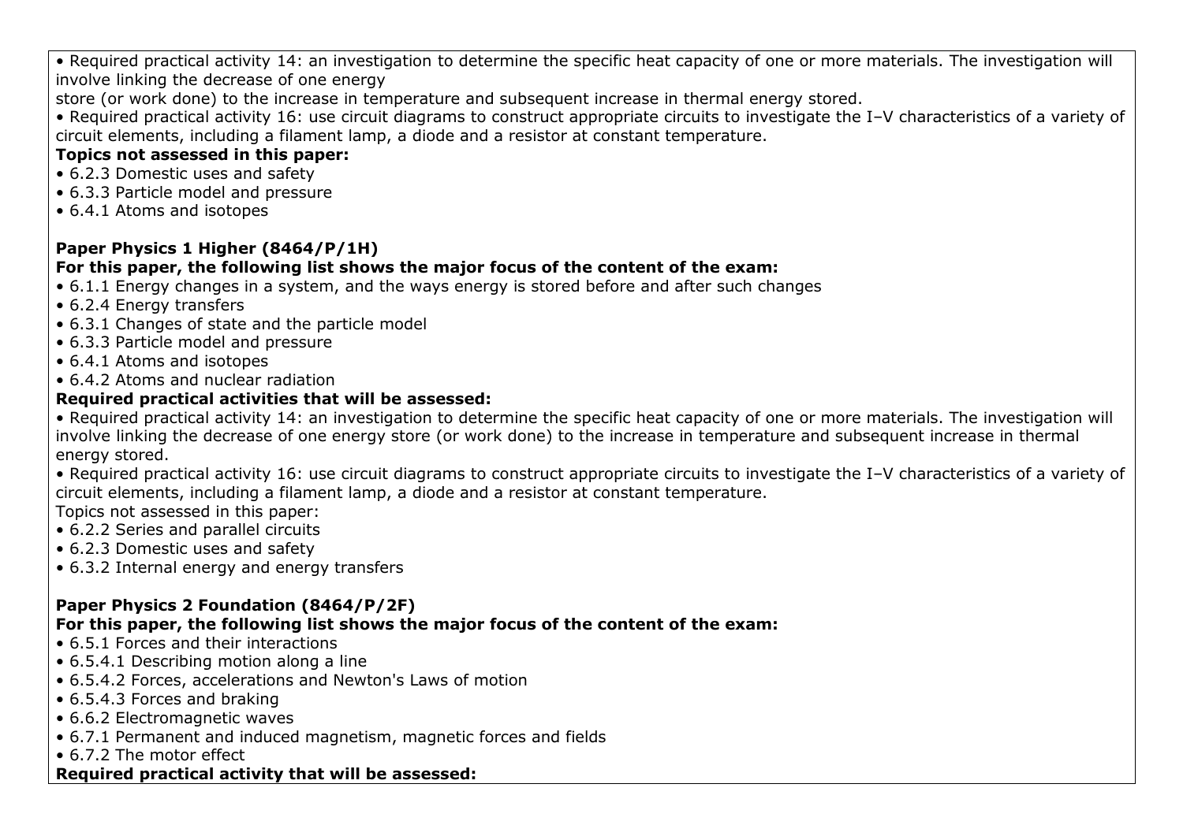• Required practical activity 14: an investigation to determine the specific heat capacity of one or more materials. The investigation will involve linking the decrease of one energy
store (or work done) to the increase in temperature and subsequent increase in thermal energy stored.
• Required practical activity 16: use circuit diagrams to construct appropriate circuits to investigate the I–V characteristics of a variety of circuit elements, including a filament lamp, a diode and a resistor at constant temperature.

**Topics not assessed in this paper:**

• 6.2.3 Domestic uses and safety
• 6.3.3 Particle model and pressure
• 6.4.1 Atoms and isotopes

**Paper Physics 1 Higher (8464/P/1H)**

**For this paper, the following list shows the major focus of the content of the exam:**

• 6.1.1 Energy changes in a system, and the ways energy is stored before and after such changes
• 6.2.4 Energy transfers
• 6.3.1 Changes of state and the particle model
• 6.3.3 Particle model and pressure
• 6.4.1 Atoms and isotopes
• 6.4.2 Atoms and nuclear radiation

**Required practical activities that will be assessed:**

• Required practical activity 14: an investigation to determine the specific heat capacity of one or more materials. The investigation will involve linking the decrease of one energy store (or work done) to the increase in temperature and subsequent increase in thermal energy stored.
• Required practical activity 16: use circuit diagrams to construct appropriate circuits to investigate the I–V characteristics of a variety of circuit elements, including a filament lamp, a diode and a resistor at constant temperature.

Topics not assessed in this paper:

• 6.2.2 Series and parallel circuits
• 6.2.3 Domestic uses and safety
• 6.3.2 Internal energy and energy transfers

**Paper Physics 2 Foundation (8464/P/2F)**

**For this paper, the following list shows the major focus of the content of the exam:**

• 6.5.1 Forces and their interactions
• 6.5.4.1 Describing motion along a line
• 6.5.4.2 Forces, accelerations and Newton's Laws of motion
• 6.5.4.3 Forces and braking
• 6.6.2 Electromagnetic waves
• 6.7.1 Permanent and induced magnetism, magnetic forces and fields
• 6.7.2 The motor effect

**Required practical activity that will be assessed:**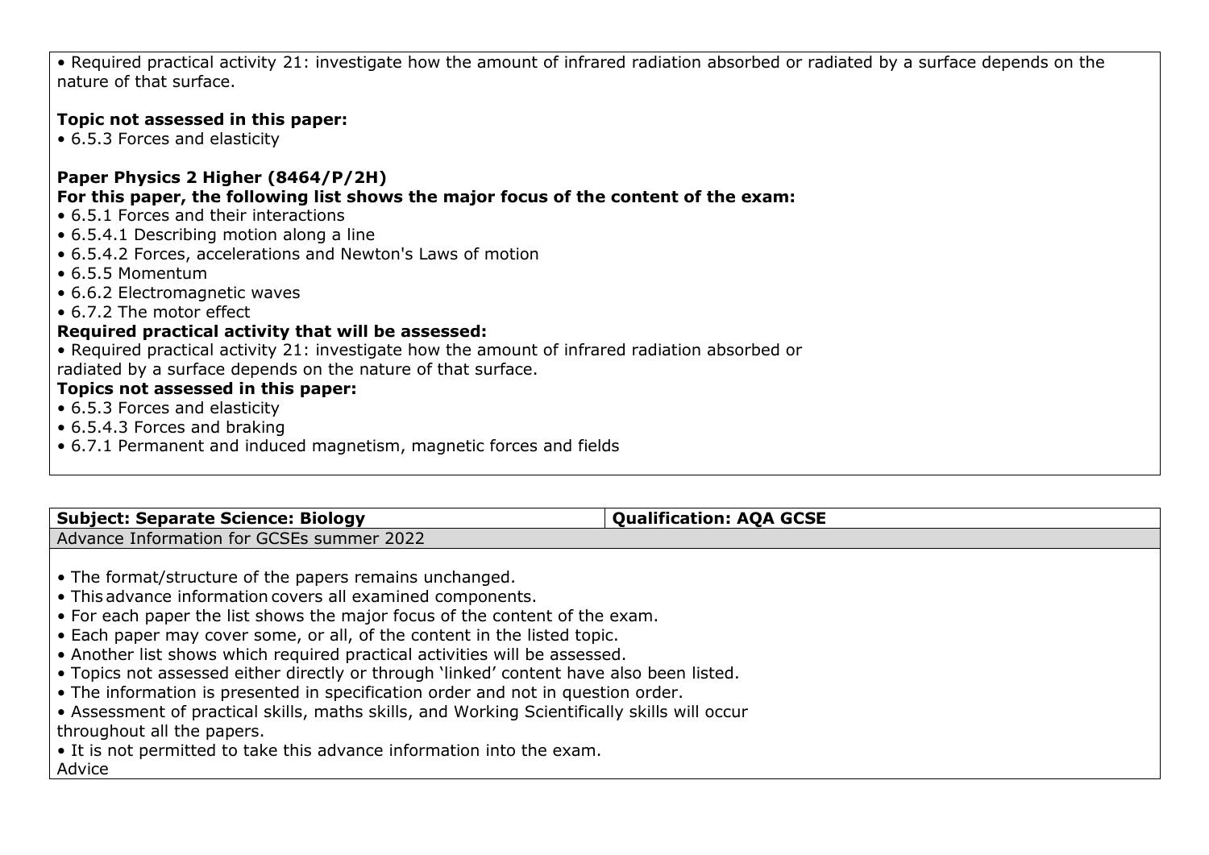• Required practical activity 21: investigate how the amount of infrared radiation absorbed or radiated by a surface depends on the nature of that surface.

**Topic not assessed in this paper:**

• 6.5.3 Forces and elasticity

**Paper Physics 2 Higher (8464/P/2H)**

**For this paper, the following list shows the major focus of the content of the exam:**

• 6.5.1 Forces and their interactions
• 6.5.4.1 Describing motion along a line
• 6.5.4.2 Forces, accelerations and Newton's Laws of motion
• 6.5.5 Momentum
• 6.6.2 Electromagnetic waves
• 6.7.2 The motor effect

**Required practical activity that will be assessed:**

• Required practical activity 21: investigate how the amount of infrared radiation absorbed or radiated by a surface depends on the nature of that surface.

**Topics not assessed in this paper:**

• 6.5.3 Forces and elasticity
• 6.5.4.3 Forces and braking
• 6.7.1 Permanent and induced magnetism, magnetic forces and fields

| **Subject: Separate Science: Biology** | **Qualification: AQA GCSE** |
| --- | --- |
| Advance Information for GCSEs summer 2022 | |

• The format/structure of the papers remains unchanged.
• This advance information covers all examined components.
• For each paper the list shows the major focus of the content of the exam.
• Each paper may cover some, or all, of the content in the listed topic.
• Another list shows which required practical activities will be assessed.
• Topics not assessed either directly or through 'linked' content have also been listed.
• The information is presented in specification order and not in question order.
• Assessment of practical skills, maths skills, and Working Scientifically skills will occur throughout all the papers.
• It is not permitted to take this advance information into the exam.

Advice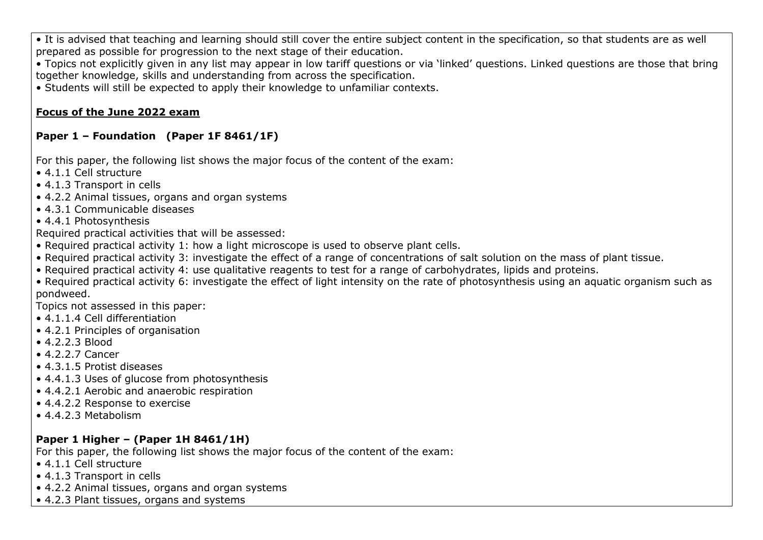- It is advised that teaching and learning should still cover the entire subject content in the specification, so that students are as well prepared as possible for progression to the next stage of their education.
- Topics not explicitly given in any list may appear in low tariff questions or via 'linked' questions. Linked questions are those that bring together knowledge, skills and understanding from across the specification.
- Students will still be expected to apply their knowledge to unfamiliar contexts.

## **Focus of the June 2022 exam**

### Paper 1 – Foundation (Paper 1F 8461/1F)

For this paper, the following list shows the major focus of the content of the exam:

- 4.1.1 Cell structure
- 4.1.3 Transport in cells
- 4.2.2 Animal tissues, organs and organ systems
- 4.3.1 Communicable diseases
- 4.4.1 Photosynthesis

Required practical activities that will be assessed:

- Required practical activity 1: how a light microscope is used to observe plant cells.
- Required practical activity 3: investigate the effect of a range of concentrations of salt solution on the mass of plant tissue.
- Required practical activity 4: use qualitative reagents to test for a range of carbohydrates, lipids and proteins.
- Required practical activity 6: investigate the effect of light intensity on the rate of photosynthesis using an aquatic organism such as pondweed.

Topics not assessed in this paper:

- 4.1.1.4 Cell differentiation
- 4.2.1 Principles of organisation
- 4.2.2.3 Blood
- 4.2.2.7 Cancer
- 4.3.1.5 Protist diseases
- 4.4.1.3 Uses of glucose from photosynthesis
- 4.4.2.1 Aerobic and anaerobic respiration
- 4.4.2.2 Response to exercise
- 4.4.2.3 Metabolism

### Paper 1 Higher – (Paper 1H 8461/1H)

For this paper, the following list shows the major focus of the content of the exam:

- 4.1.1 Cell structure
- 4.1.3 Transport in cells
- 4.2.2 Animal tissues, organs and organ systems
- 4.2.3 Plant tissues, organs and systems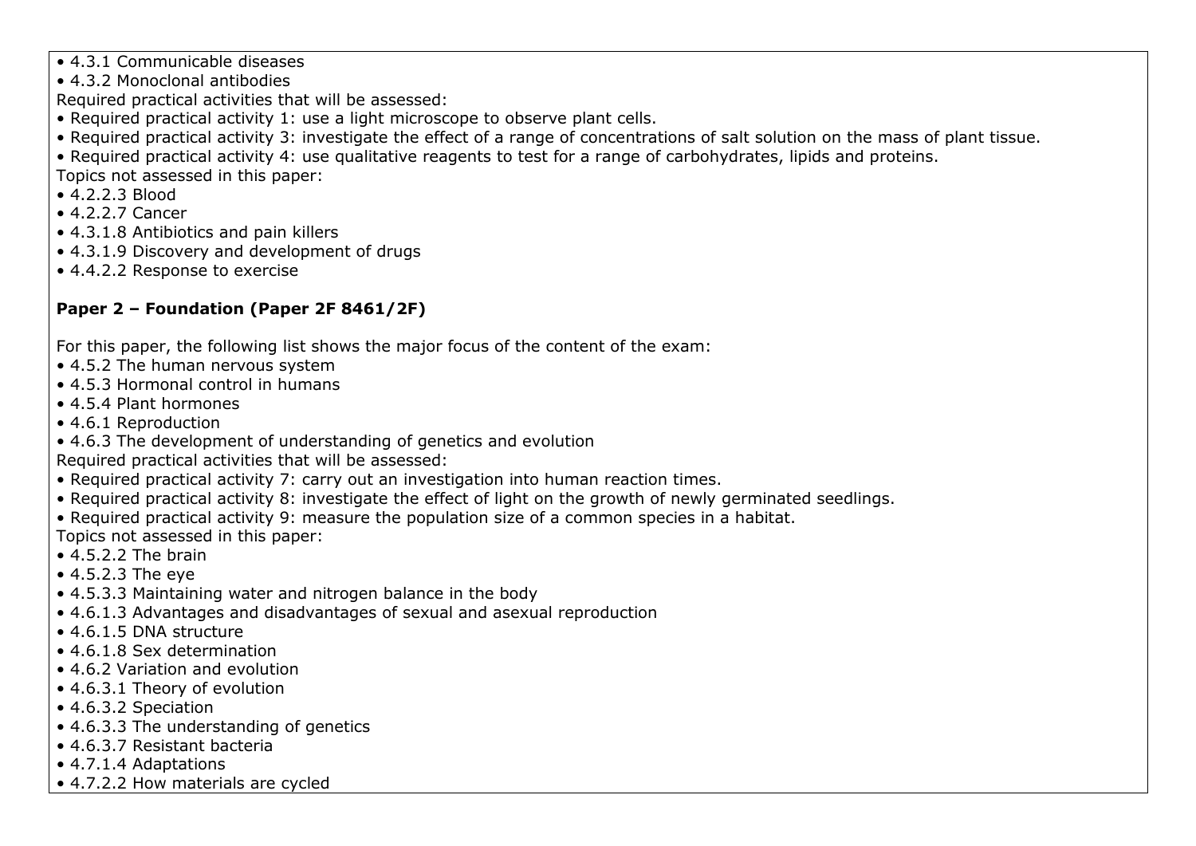- 4.3.1 Communicable diseases
- 4.3.2 Monoclonal antibodies

Required practical activities that will be assessed:

- Required practical activity 1: use a light microscope to observe plant cells.
- Required practical activity 3: investigate the effect of a range of concentrations of salt solution on the mass of plant tissue.
- Required practical activity 4: use qualitative reagents to test for a range of carbohydrates, lipids and proteins.

Topics not assessed in this paper:

- 4.2.2.3 Blood
- 4.2.2.7 Cancer
- 4.3.1.8 Antibiotics and pain killers
- 4.3.1.9 Discovery and development of drugs
- 4.4.2.2 Response to exercise

**Paper 2 – Foundation (Paper 2F 8461/2F)**

For this paper, the following list shows the major focus of the content of the exam:

- 4.5.2 The human nervous system
- 4.5.3 Hormonal control in humans
- 4.5.4 Plant hormones
- 4.6.1 Reproduction
- 4.6.3 The development of understanding of genetics and evolution

Required practical activities that will be assessed:

- Required practical activity 7: carry out an investigation into human reaction times.
- Required practical activity 8: investigate the effect of light on the growth of newly germinated seedlings.
- Required practical activity 9: measure the population size of a common species in a habitat.

Topics not assessed in this paper:

- 4.5.2.2 The brain
- 4.5.2.3 The eye
- 4.5.3.3 Maintaining water and nitrogen balance in the body
- 4.6.1.3 Advantages and disadvantages of sexual and asexual reproduction
- 4.6.1.5 DNA structure
- 4.6.1.8 Sex determination
- 4.6.2 Variation and evolution
- 4.6.3.1 Theory of evolution
- 4.6.3.2 Speciation
- 4.6.3.3 The understanding of genetics
- 4.6.3.7 Resistant bacteria
- 4.7.1.4 Adaptations
- 4.7.2.2 How materials are cycled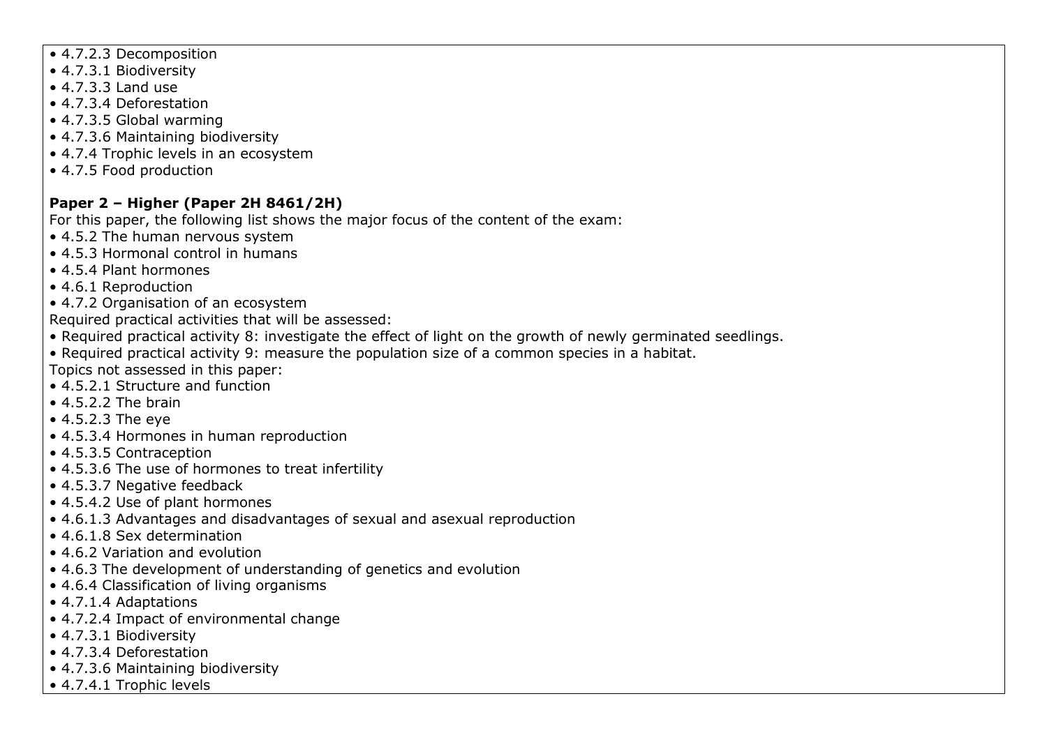- 4.7.2.3 Decomposition
- 4.7.3.1 Biodiversity
- 4.7.3.3 Land use
- 4.7.3.4 Deforestation
- 4.7.3.5 Global warming
- 4.7.3.6 Maintaining biodiversity
- 4.7.4 Trophic levels in an ecosystem
- 4.7.5 Food production

**Paper 2 – Higher (Paper 2H 8461/2H)**

For this paper, the following list shows the major focus of the content of the exam:

- 4.5.2 The human nervous system
- 4.5.3 Hormonal control in humans
- 4.5.4 Plant hormones
- 4.6.1 Reproduction
- 4.7.2 Organisation of an ecosystem

Required practical activities that will be assessed:

- Required practical activity 8: investigate the effect of light on the growth of newly germinated seedlings.
- Required practical activity 9: measure the population size of a common species in a habitat.

Topics not assessed in this paper:

- 4.5.2.1 Structure and function
- 4.5.2.2 The brain
- 4.5.2.3 The eye
- 4.5.3.4 Hormones in human reproduction
- 4.5.3.5 Contraception
- 4.5.3.6 The use of hormones to treat infertility
- 4.5.3.7 Negative feedback
- 4.5.4.2 Use of plant hormones
- 4.6.1.3 Advantages and disadvantages of sexual and asexual reproduction
- 4.6.1.8 Sex determination
- 4.6.2 Variation and evolution
- 4.6.3 The development of understanding of genetics and evolution
- 4.6.4 Classification of living organisms
- 4.7.1.4 Adaptations
- 4.7.2.4 Impact of environmental change
- 4.7.3.1 Biodiversity
- 4.7.3.4 Deforestation
- 4.7.3.6 Maintaining biodiversity
- 4.7.4.1 Trophic levels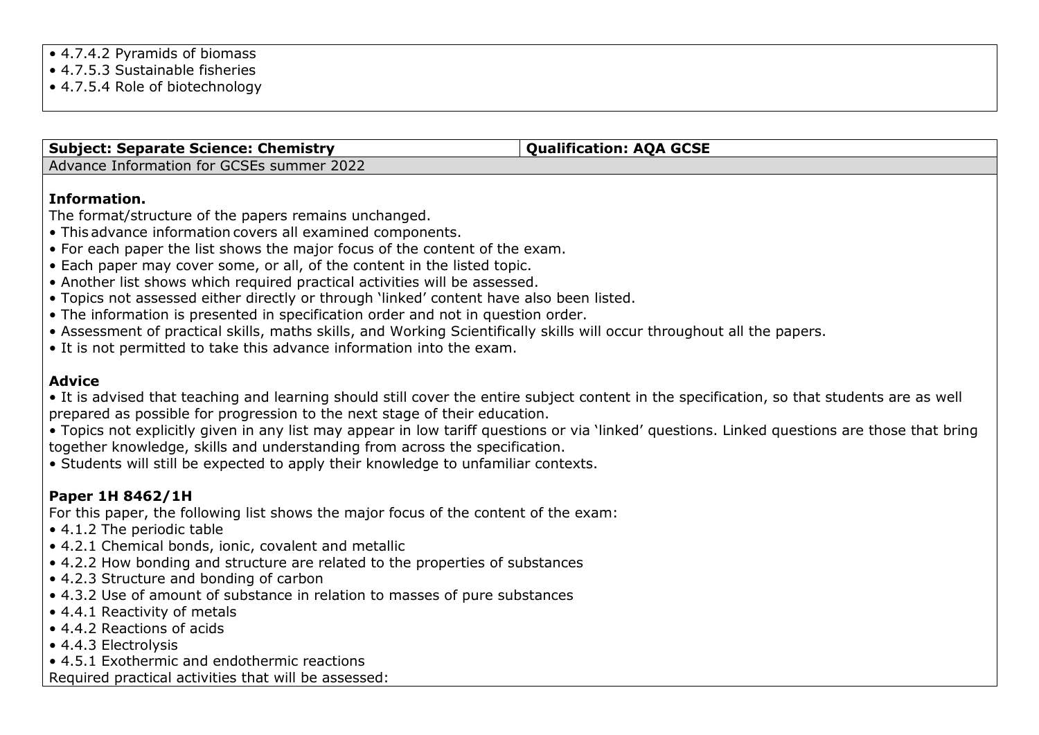- 4.7.4.2 Pyramids of biomass
- 4.7.5.3 Sustainable fisheries
- 4.7.5.4 Role of biotechnology

| **Subject: Separate Science: Chemistry** | **Qualification: AQA GCSE** |
| --- | --- |

Advance Information for GCSEs summer 2022

**Information.**

The format/structure of the papers remains unchanged.

- This advance information covers all examined components.
- For each paper the list shows the major focus of the content of the exam.
- Each paper may cover some, or all, of the content in the listed topic.
- Another list shows which required practical activities will be assessed.
- Topics not assessed either directly or through 'linked' content have also been listed.
- The information is presented in specification order and not in question order.
- Assessment of practical skills, maths skills, and Working Scientifically skills will occur throughout all the papers.
- It is not permitted to take this advance information into the exam.

**Advice**

- It is advised that teaching and learning should still cover the entire subject content in the specification, so that students are as well prepared as possible for progression to the next stage of their education.
- Topics not explicitly given in any list may appear in low tariff questions or via 'linked' questions. Linked questions are those that bring together knowledge, skills and understanding from across the specification.
- Students will still be expected to apply their knowledge to unfamiliar contexts.

**Paper 1H 8462/1H**

For this paper, the following list shows the major focus of the content of the exam:

- 4.1.2 The periodic table
- 4.2.1 Chemical bonds, ionic, covalent and metallic
- 4.2.2 How bonding and structure are related to the properties of substances
- 4.2.3 Structure and bonding of carbon
- 4.3.2 Use of amount of substance in relation to masses of pure substances
- 4.4.1 Reactivity of metals
- 4.4.2 Reactions of acids
- 4.4.3 Electrolysis
- 4.5.1 Exothermic and endothermic reactions

Required practical activities that will be assessed: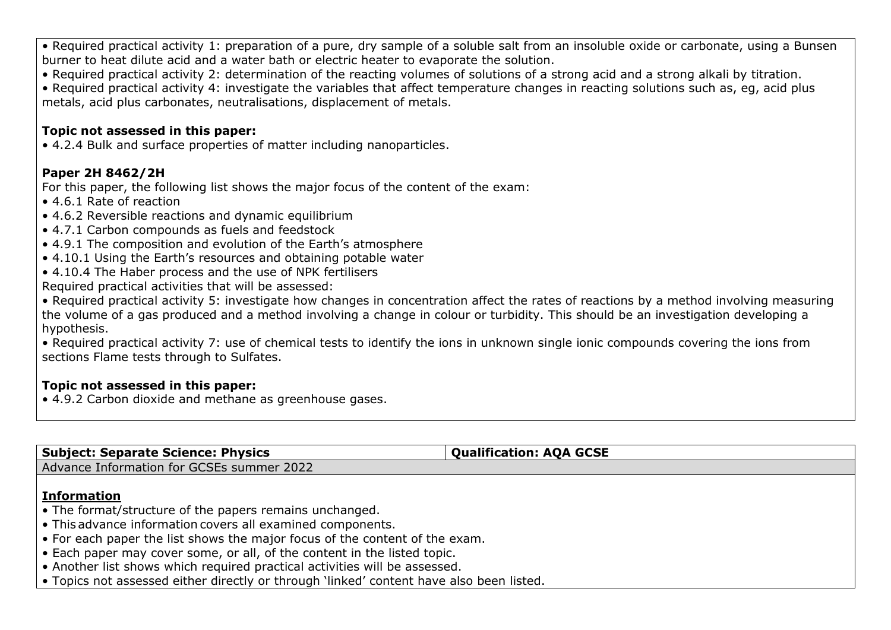• Required practical activity 1: preparation of a pure, dry sample of a soluble salt from an insoluble oxide or carbonate, using a Bunsen burner to heat dilute acid and a water bath or electric heater to evaporate the solution.
• Required practical activity 2: determination of the reacting volumes of solutions of a strong acid and a strong alkali by titration.
• Required practical activity 4: investigate the variables that affect temperature changes in reacting solutions such as, eg, acid plus metals, acid plus carbonates, neutralisations, displacement of metals.

**Topic not assessed in this paper:**
• 4.2.4 Bulk and surface properties of matter including nanoparticles.

**Paper 2H 8462/2H**
For this paper, the following list shows the major focus of the content of the exam:
• 4.6.1 Rate of reaction
• 4.6.2 Reversible reactions and dynamic equilibrium
• 4.7.1 Carbon compounds as fuels and feedstock
• 4.9.1 The composition and evolution of the Earth's atmosphere
• 4.10.1 Using the Earth's resources and obtaining potable water
• 4.10.4 The Haber process and the use of NPK fertilisers
Required practical activities that will be assessed:
• Required practical activity 5: investigate how changes in concentration affect the rates of reactions by a method involving measuring the volume of a gas produced and a method involving a change in colour or turbidity. This should be an investigation developing a hypothesis.
• Required practical activity 7: use of chemical tests to identify the ions in unknown single ionic compounds covering the ions from sections Flame tests through to Sulfates.

**Topic not assessed in this paper:**
• 4.9.2 Carbon dioxide and methane as greenhouse gases.

| **Subject: Separate Science: Physics** | **Qualification: AQA GCSE** |
|---|---|
| Advance Information for GCSEs summer 2022 | |

**Information**
• The format/structure of the papers remains unchanged.
• This advance information covers all examined components.
• For each paper the list shows the major focus of the content of the exam.
• Each paper may cover some, or all, of the content in the listed topic.
• Another list shows which required practical activities will be assessed.
• Topics not assessed either directly or through 'linked' content have also been listed.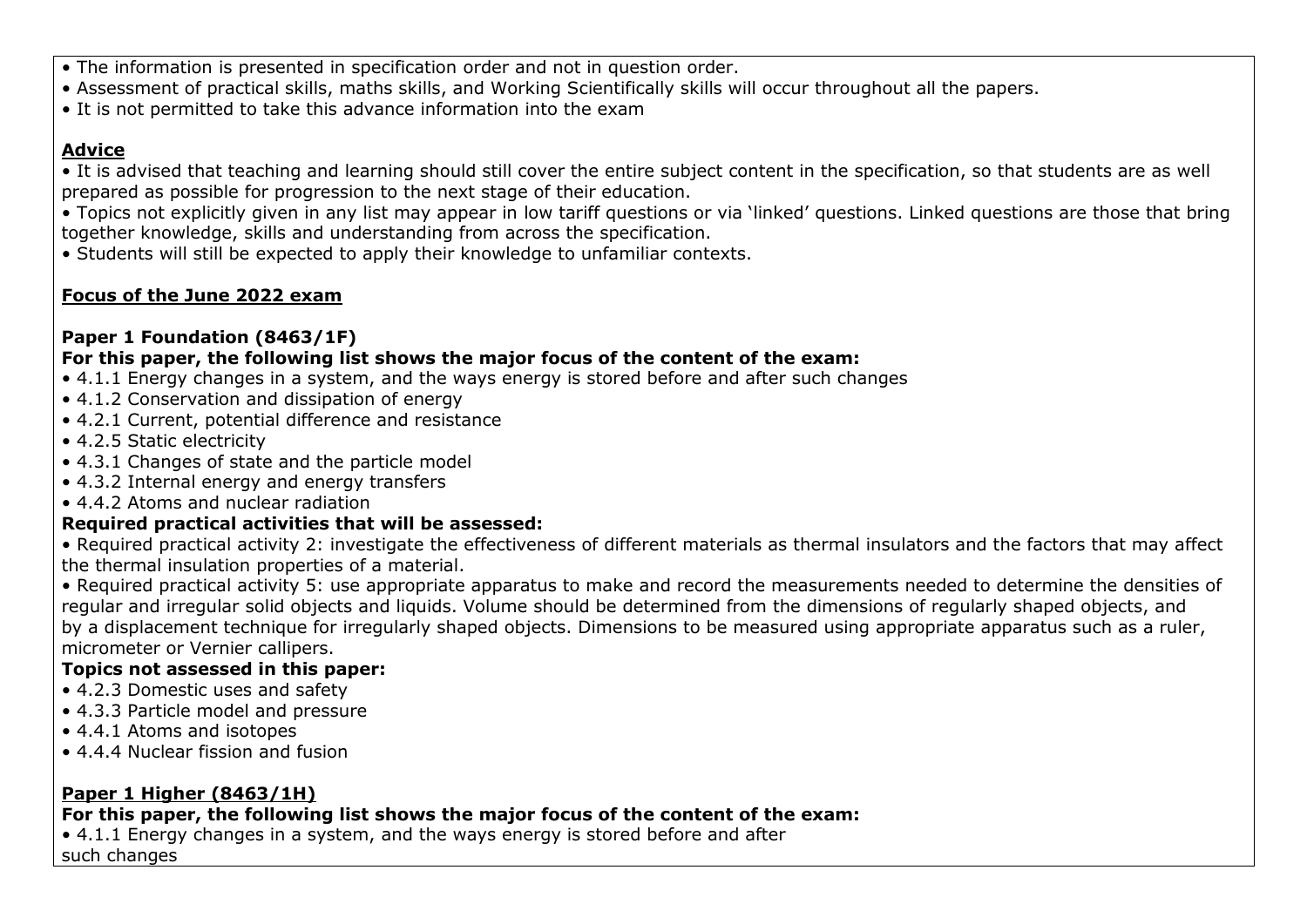- The information is presented in specification order and not in question order.
- Assessment of practical skills, maths skills, and Working Scientifically skills will occur throughout all the papers.
- It is not permitted to take this advance information into the exam

**Advice**

- It is advised that teaching and learning should still cover the entire subject content in the specification, so that students are as well prepared as possible for progression to the next stage of their education.
- Topics not explicitly given in any list may appear in low tariff questions or via 'linked' questions. Linked questions are those that bring together knowledge, skills and understanding from across the specification.
- Students will still be expected to apply their knowledge to unfamiliar contexts.

**Focus of the June 2022 exam**

**Paper 1 Foundation (8463/1F)**

**For this paper, the following list shows the major focus of the content of the exam:**

- 4.1.1 Energy changes in a system, and the ways energy is stored before and after such changes
- 4.1.2 Conservation and dissipation of energy
- 4.2.1 Current, potential difference and resistance
- 4.2.5 Static electricity
- 4.3.1 Changes of state and the particle model
- 4.3.2 Internal energy and energy transfers
- 4.4.2 Atoms and nuclear radiation

**Required practical activities that will be assessed:**

- Required practical activity 2: investigate the effectiveness of different materials as thermal insulators and the factors that may affect the thermal insulation properties of a material.
- Required practical activity 5: use appropriate apparatus to make and record the measurements needed to determine the densities of regular and irregular solid objects and liquids. Volume should be determined from the dimensions of regularly shaped objects, and by a displacement technique for irregularly shaped objects. Dimensions to be measured using appropriate apparatus such as a ruler, micrometer or Vernier callipers.

**Topics not assessed in this paper:**

- 4.2.3 Domestic uses and safety
- 4.3.3 Particle model and pressure
- 4.4.1 Atoms and isotopes
- 4.4.4 Nuclear fission and fusion

**Paper 1 Higher (8463/1H)**

**For this paper, the following list shows the major focus of the content of the exam:**

- 4.1.1 Energy changes in a system, and the ways energy is stored before and after such changes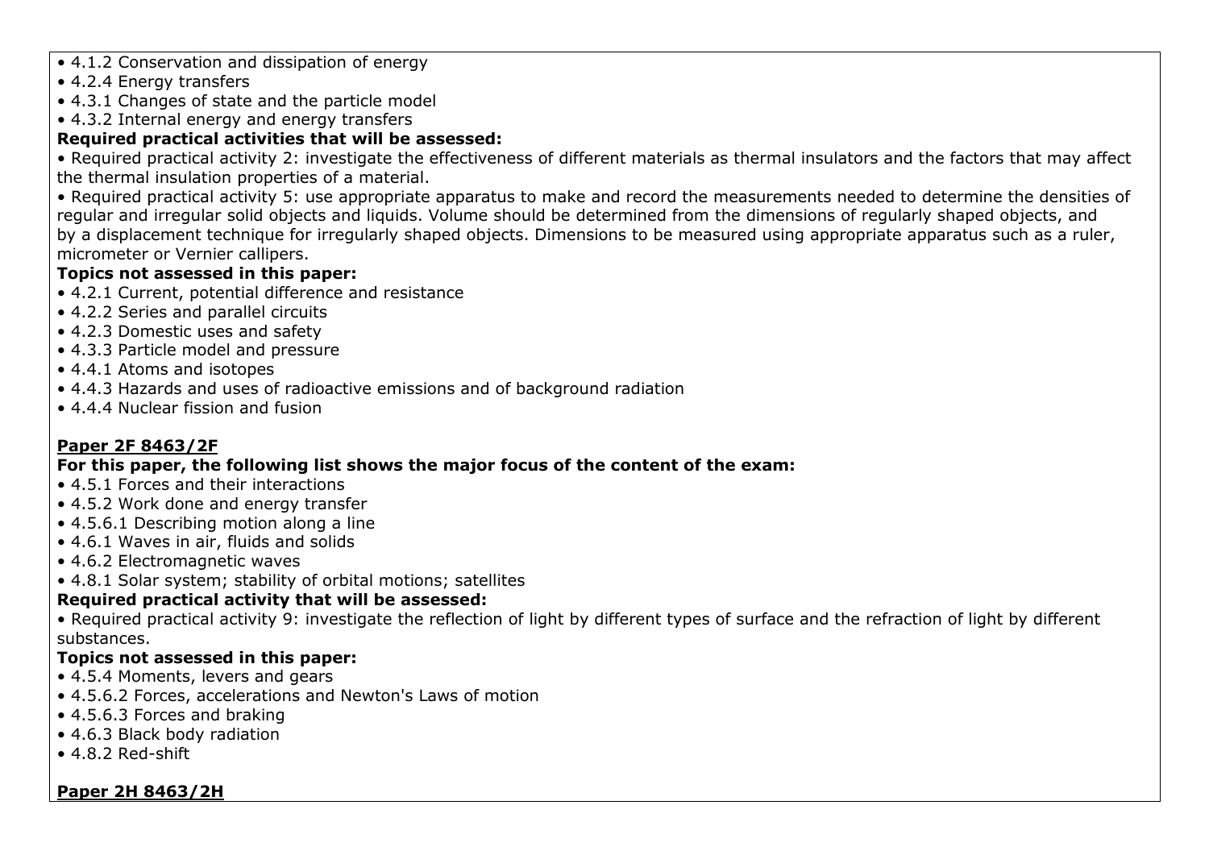- 4.1.2 Conservation and dissipation of energy
- 4.2.4 Energy transfers
- 4.3.1 Changes of state and the particle model
- 4.3.2 Internal energy and energy transfers

**Required practical activities that will be assessed:**

- Required practical activity 2: investigate the effectiveness of different materials as thermal insulators and the factors that may affect the thermal insulation properties of a material.
- Required practical activity 5: use appropriate apparatus to make and record the measurements needed to determine the densities of regular and irregular solid objects and liquids. Volume should be determined from the dimensions of regularly shaped objects, and by a displacement technique for irregularly shaped objects. Dimensions to be measured using appropriate apparatus such as a ruler, micrometer or Vernier callipers.

**Topics not assessed in this paper:**

- 4.2.1 Current, potential difference and resistance
- 4.2.2 Series and parallel circuits
- 4.2.3 Domestic uses and safety
- 4.3.3 Particle model and pressure
- 4.4.1 Atoms and isotopes
- 4.4.3 Hazards and uses of radioactive emissions and of background radiation
- 4.4.4 Nuclear fission and fusion

**Paper 2F 8463/2F**

**For this paper, the following list shows the major focus of the content of the exam:**

- 4.5.1 Forces and their interactions
- 4.5.2 Work done and energy transfer
- 4.5.6.1 Describing motion along a line
- 4.6.1 Waves in air, fluids and solids
- 4.6.2 Electromagnetic waves
- 4.8.1 Solar system; stability of orbital motions; satellites

**Required practical activity that will be assessed:**

- Required practical activity 9: investigate the reflection of light by different types of surface and the refraction of light by different substances.

**Topics not assessed in this paper:**

- 4.5.4 Moments, levers and gears
- 4.5.6.2 Forces, accelerations and Newton's Laws of motion
- 4.5.6.3 Forces and braking
- 4.6.3 Black body radiation
- 4.8.2 Red-shift

**Paper 2H 8463/2H**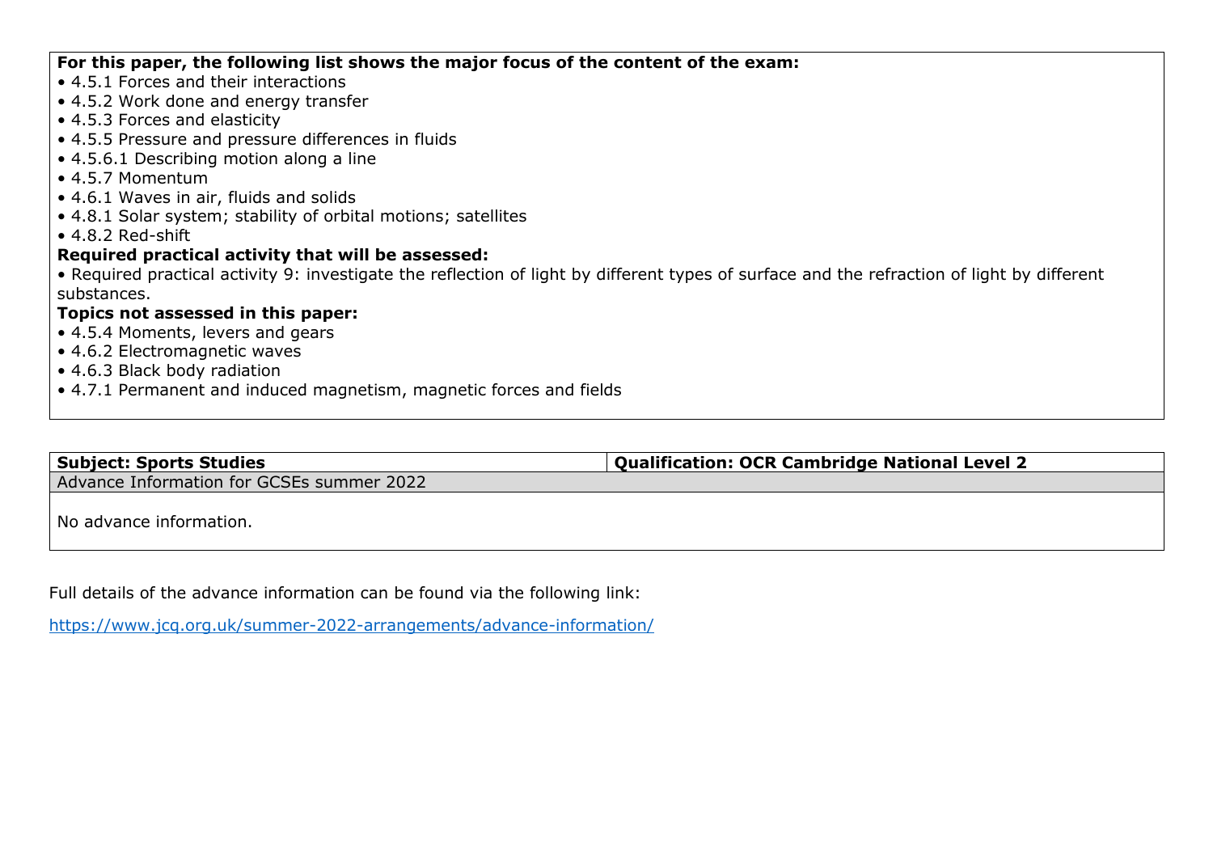**For this paper, the following list shows the major focus of the content of the exam:**

- 4.5.1 Forces and their interactions
- 4.5.2 Work done and energy transfer
- 4.5.3 Forces and elasticity
- 4.5.5 Pressure and pressure differences in fluids
- 4.5.6.1 Describing motion along a line
- 4.5.7 Momentum
- 4.6.1 Waves in air, fluids and solids
- 4.8.1 Solar system; stability of orbital motions; satellites
- 4.8.2 Red-shift

**Required practical activity that will be assessed:**

- Required practical activity 9: investigate the reflection of light by different types of surface and the refraction of light by different substances.

**Topics not assessed in this paper:**

- 4.5.4 Moments, levers and gears
- 4.6.2 Electromagnetic waves
- 4.6.3 Black body radiation
- 4.7.1 Permanent and induced magnetism, magnetic forces and fields

| **Subject: Sports Studies** | **Qualification: OCR Cambridge National Level 2** |
| --- | --- |
| Advance Information for GCSEs summer 2022 | |
| No advance information. | |

Full details of the advance information can be found via the following link:

https://www.jcq.org.uk/summer-2022-arrangements/advance-information/